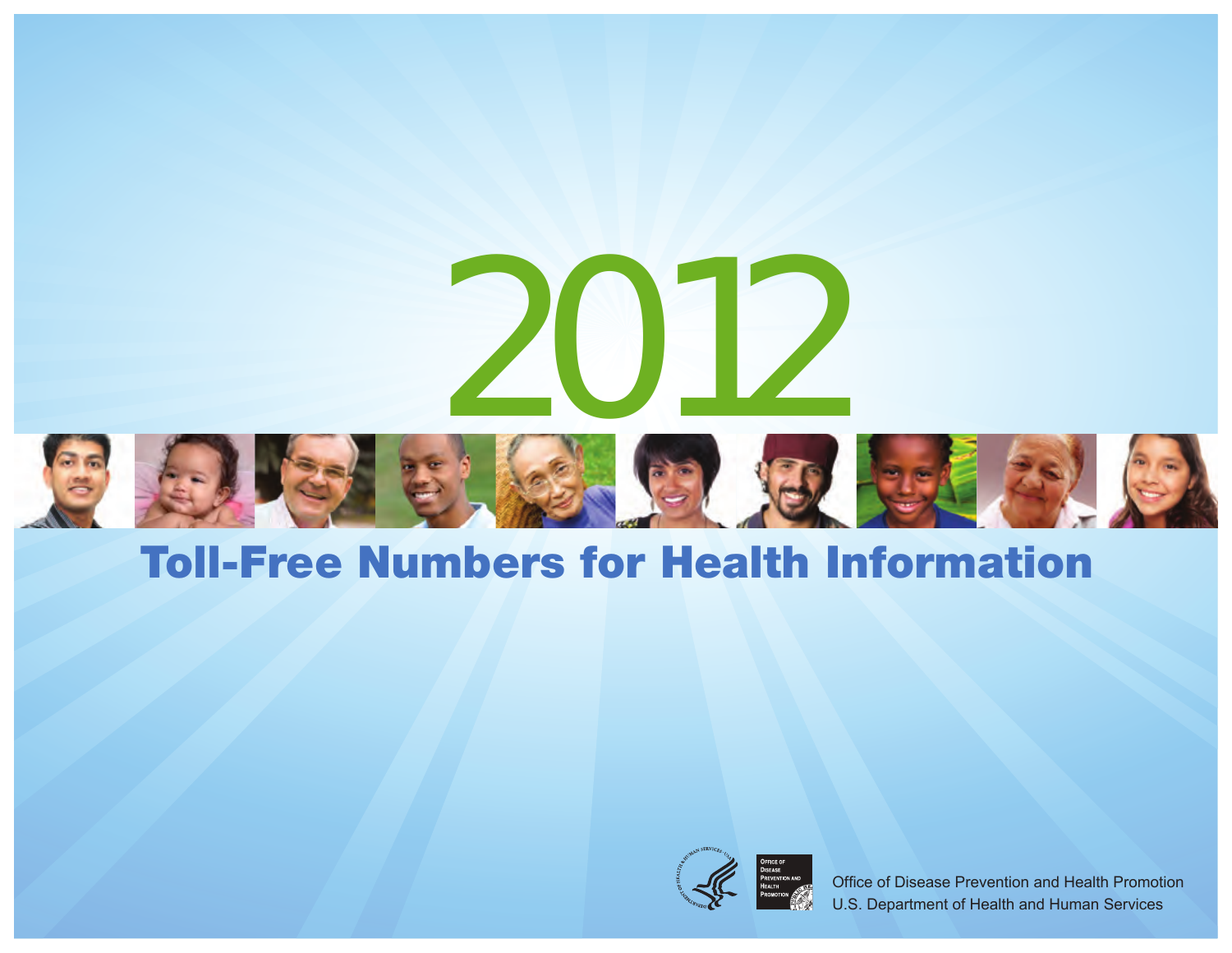# 2012

# Toll-Free Numbers for Health Information

Office of Disease Prevention and Health Promotion
U.S. Department of Health and Human Services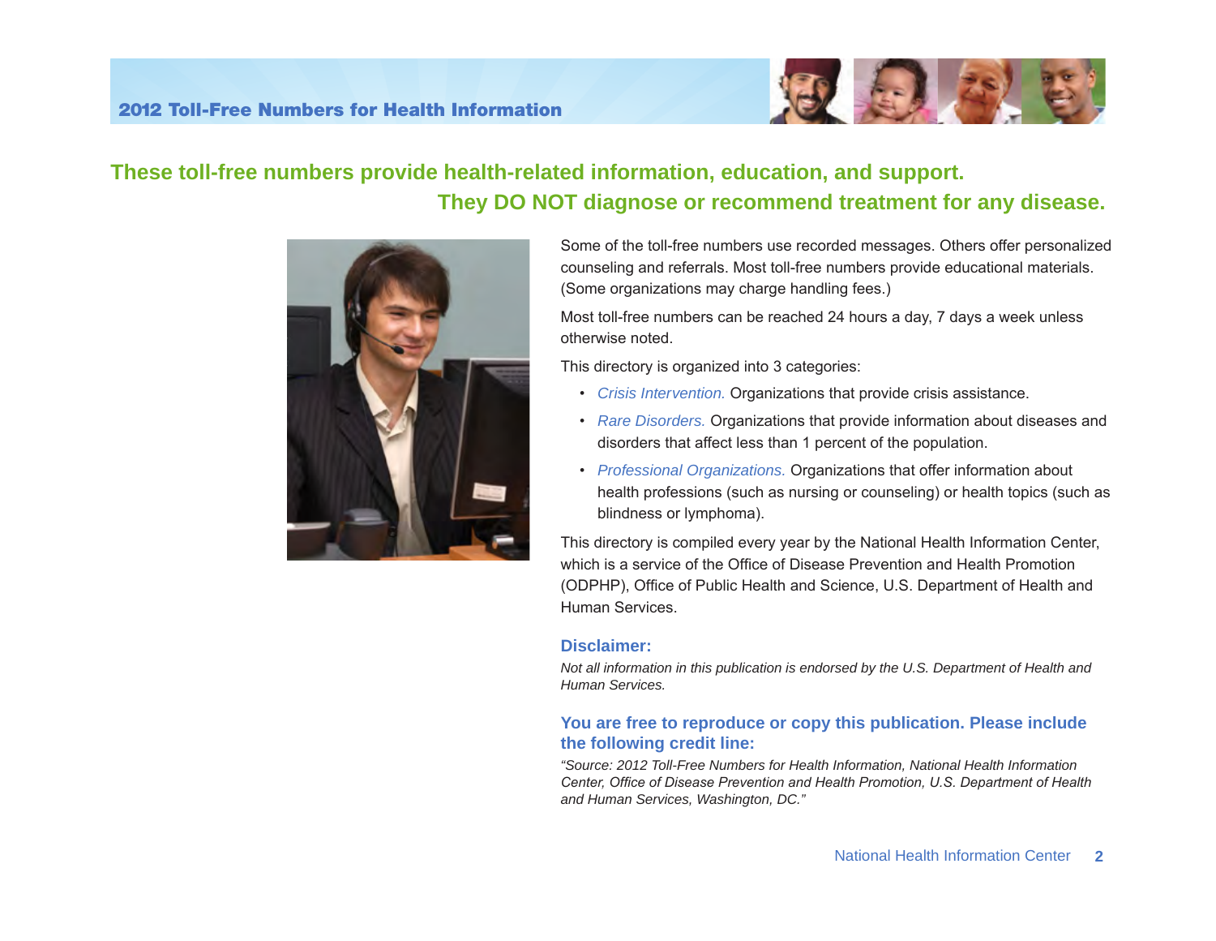## These toll-free numbers provide health-related information, education, and support. They DO NOT diagnose or recommend treatment for any disease.

Some of the toll-free numbers use recorded messages. Others offer personalized counseling and referrals. Most toll-free numbers provide educational materials. (Some organizations may charge handling fees.)

Most toll-free numbers can be reached 24 hours a day, 7 days a week unless otherwise noted.

This directory is organized into 3 categories:

- *Crisis Intervention.* Organizations that provide crisis assistance.
- *Rare Disorders.* Organizations that provide information about diseases and disorders that affect less than 1 percent of the population.
- *Professional Organizations.* Organizations that offer information about health professions (such as nursing or counseling) or health topics (such as blindness or lymphoma).

This directory is compiled every year by the National Health Information Center, which is a service of the Office of Disease Prevention and Health Promotion (ODPHP), Office of Public Health and Science, U.S. Department of Health and Human Services.

### Disclaimer:

*Not all information in this publication is endorsed by the U.S. Department of Health and Human Services.*

### You are free to reproduce or copy this publication. Please include the following credit line:

*"Source: 2012 Toll-Free Numbers for Health Information, National Health Information Center, Office of Disease Prevention and Health Promotion, U.S. Department of Health and Human Services, Washington, DC."*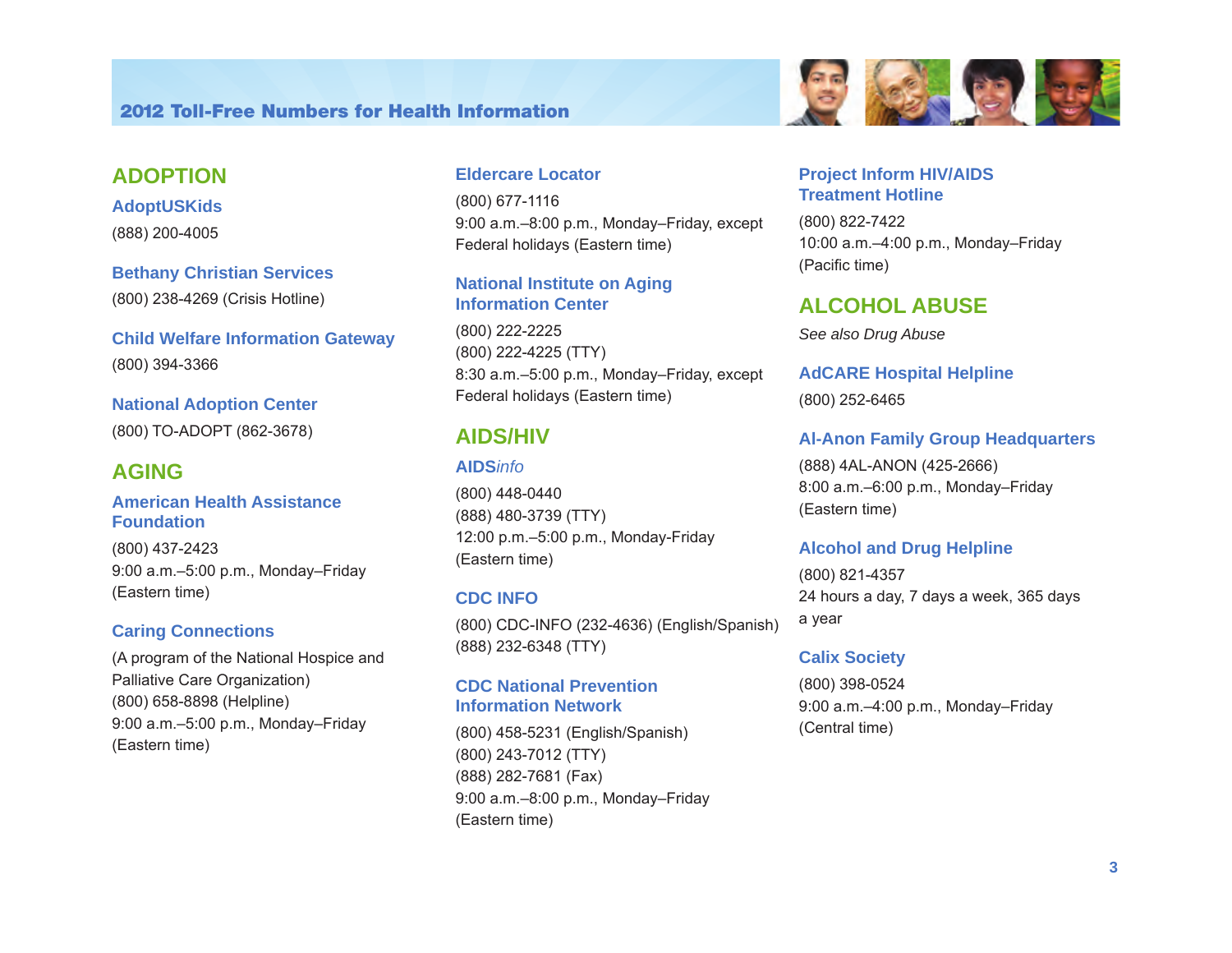## ADOPTION

### AdoptUSKids

(888) 200-4005

### Bethany Christian Services

(800) 238-4269 (Crisis Hotline)

### Child Welfare Information Gateway

(800) 394-3366

### National Adoption Center

(800) TO-ADOPT (862-3678)

## AGING

### American Health Assistance Foundation

(800) 437-2423
9:00 a.m.–5:00 p.m., Monday–Friday (Eastern time)

### Caring Connections

(A program of the National Hospice and Palliative Care Organization)
(800) 658-8898 (Helpline)
9:00 a.m.–5:00 p.m., Monday–Friday (Eastern time)

### Eldercare Locator

(800) 677-1116
9:00 a.m.–8:00 p.m., Monday–Friday, except Federal holidays (Eastern time)

### National Institute on Aging Information Center

(800) 222-2225
(800) 222-4225 (TTY)
8:30 a.m.–5:00 p.m., Monday–Friday, except Federal holidays (Eastern time)

## AIDS/HIV

### AIDS*info*

(800) 448-0440
(888) 480-3739 (TTY)
12:00 p.m.–5:00 p.m., Monday-Friday (Eastern time)

### CDC INFO

(800) CDC-INFO (232-4636) (English/Spanish)
(888) 232-6348 (TTY)

### CDC National Prevention Information Network

(800) 458-5231 (English/Spanish)
(800) 243-7012 (TTY)
(888) 282-7681 (Fax)
9:00 a.m.–8:00 p.m., Monday–Friday (Eastern time)

### Project Inform HIV/AIDS Treatment Hotline

(800) 822-7422
10:00 a.m.–4:00 p.m., Monday–Friday (Pacific time)

## ALCOHOL ABUSE

*See also Drug Abuse*

### AdCARE Hospital Helpline

(800) 252-6465

### Al-Anon Family Group Headquarters

(888) 4AL-ANON (425-2666)
8:00 a.m.–6:00 p.m., Monday–Friday (Eastern time)

### Alcohol and Drug Helpline

(800) 821-4357
24 hours a day, 7 days a week, 365 days a year

### Calix Society

(800) 398-0524
9:00 a.m.–4:00 p.m., Monday–Friday (Central time)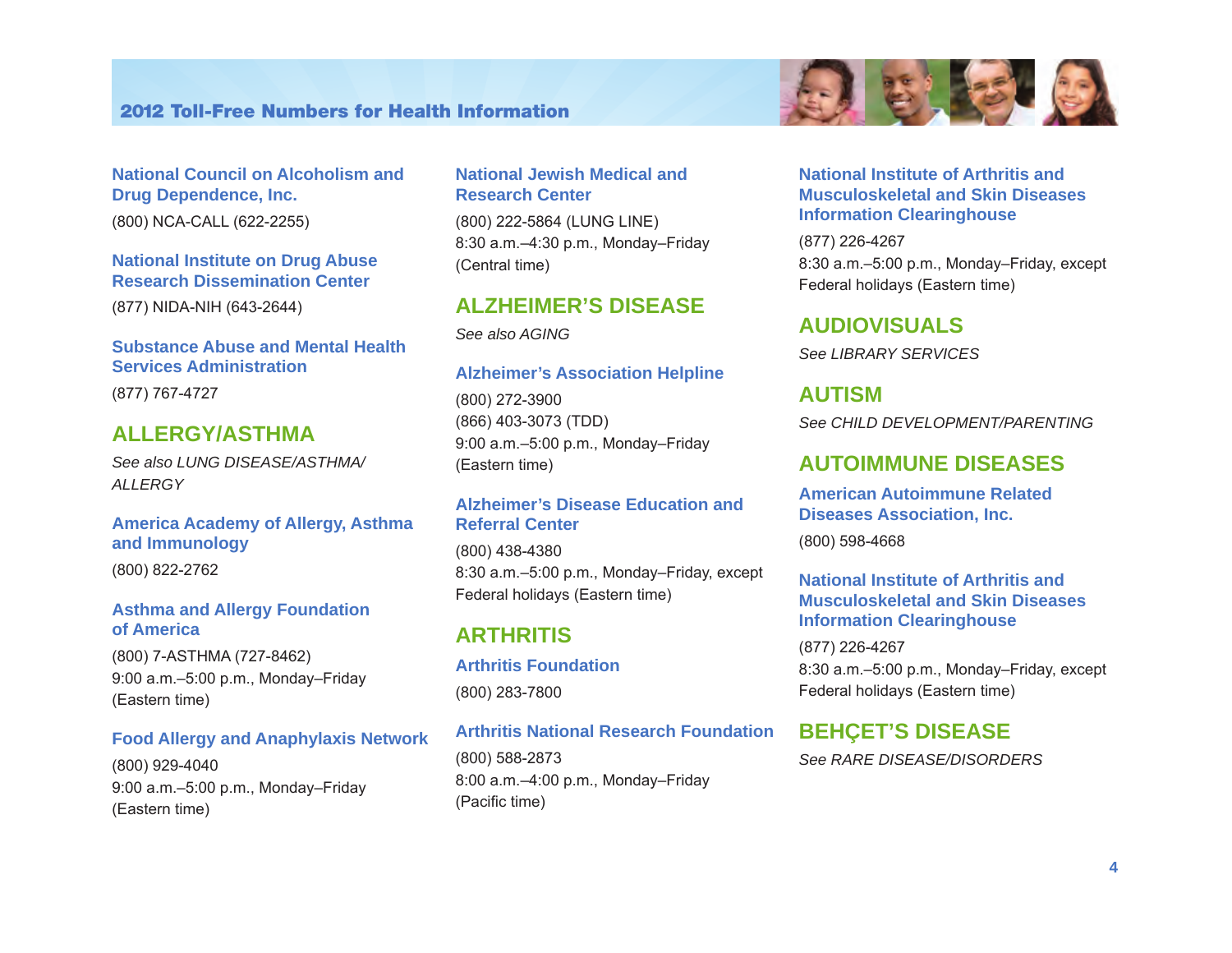### National Council on Alcoholism and Drug Dependence, Inc.

(800) NCA-CALL (622-2255)

### National Institute on Drug Abuse Research Dissemination Center

(877) NIDA-NIH (643-2644)

### Substance Abuse and Mental Health Services Administration

(877) 767-4727

## ALLERGY/ASTHMA

*See also LUNG DISEASE/ASTHMA/ALLERGY*

### America Academy of Allergy, Asthma and Immunology

(800) 822-2762

### Asthma and Allergy Foundation of America

(800) 7-ASTHMA (727-8462)
9:00 a.m.–5:00 p.m., Monday–Friday
(Eastern time)

### Food Allergy and Anaphylaxis Network

(800) 929-4040
9:00 a.m.–5:00 p.m., Monday–Friday
(Eastern time)

### National Jewish Medical and Research Center

(800) 222-5864 (LUNG LINE)
8:30 a.m.–4:30 p.m., Monday–Friday
(Central time)

## ALZHEIMER'S DISEASE

*See also AGING*

### Alzheimer's Association Helpline

(800) 272-3900
(866) 403-3073 (TDD)
9:00 a.m.–5:00 p.m., Monday–Friday
(Eastern time)

### Alzheimer's Disease Education and Referral Center

(800) 438-4380
8:30 a.m.–5:00 p.m., Monday–Friday, except Federal holidays (Eastern time)

## ARTHRITIS

### Arthritis Foundation

(800) 283-7800

### Arthritis National Research Foundation

(800) 588-2873
8:00 a.m.–4:00 p.m., Monday–Friday
(Pacific time)

### National Institute of Arthritis and Musculoskeletal and Skin Diseases Information Clearinghouse

(877) 226-4267
8:30 a.m.–5:00 p.m., Monday–Friday, except Federal holidays (Eastern time)

## AUDIOVISUALS

*See LIBRARY SERVICES*

## AUTISM

*See CHILD DEVELOPMENT/PARENTING*

## AUTOIMMUNE DISEASES

### American Autoimmune Related Diseases Association, Inc.

(800) 598-4668

### National Institute of Arthritis and Musculoskeletal and Skin Diseases Information Clearinghouse

(877) 226-4267
8:30 a.m.–5:00 p.m., Monday–Friday, except Federal holidays (Eastern time)

## BEHÇET'S DISEASE

*See RARE DISEASE/DISORDERS*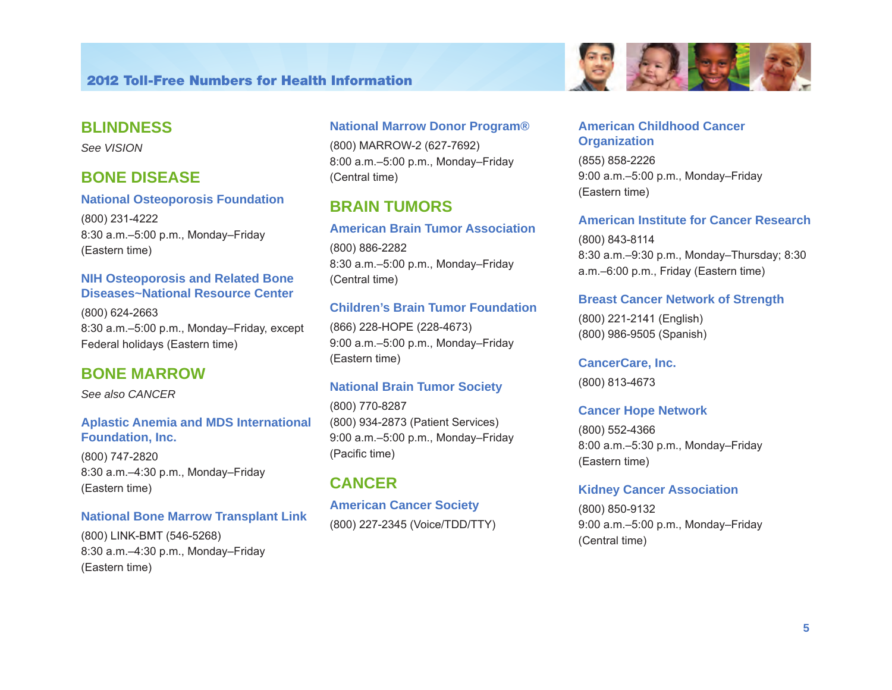## BLINDNESS

*See VISION*

## BONE DISEASE

### National Osteoporosis Foundation

(800) 231-4222
8:30 a.m.–5:00 p.m., Monday–Friday
(Eastern time)

### NIH Osteoporosis and Related Bone Diseases~National Resource Center

(800) 624-2663
8:30 a.m.–5:00 p.m., Monday–Friday, except Federal holidays (Eastern time)

## BONE MARROW

*See also CANCER*

### Aplastic Anemia and MDS International Foundation, Inc.

(800) 747-2820
8:30 a.m.–4:30 p.m., Monday–Friday
(Eastern time)

### National Bone Marrow Transplant Link

(800) LINK-BMT (546-5268)
8:30 a.m.–4:30 p.m., Monday–Friday
(Eastern time)

### National Marrow Donor Program®

(800) MARROW-2 (627-7692)
8:00 a.m.–5:00 p.m., Monday–Friday
(Central time)

## BRAIN TUMORS

### American Brain Tumor Association

(800) 886-2282
8:30 a.m.–5:00 p.m., Monday–Friday
(Central time)

### Children's Brain Tumor Foundation

(866) 228-HOPE (228-4673)
9:00 a.m.–5:00 p.m., Monday–Friday
(Eastern time)

### National Brain Tumor Society

(800) 770-8287
(800) 934-2873 (Patient Services)
9:00 a.m.–5:00 p.m., Monday–Friday
(Pacific time)

## CANCER

### American Cancer Society

(800) 227-2345 (Voice/TDD/TTY)

### American Childhood Cancer Organization

(855) 858-2226
9:00 a.m.–5:00 p.m., Monday–Friday
(Eastern time)

### American Institute for Cancer Research

(800) 843-8114
8:30 a.m.–9:30 p.m., Monday–Thursday; 8:30 a.m.–6:00 p.m., Friday (Eastern time)

### Breast Cancer Network of Strength

(800) 221-2141 (English)
(800) 986-9505 (Spanish)

### CancerCare, Inc.

(800) 813-4673

### Cancer Hope Network

(800) 552-4366
8:00 a.m.–5:30 p.m., Monday–Friday
(Eastern time)

### Kidney Cancer Association

(800) 850-9132
9:00 a.m.–5:00 p.m., Monday–Friday
(Central time)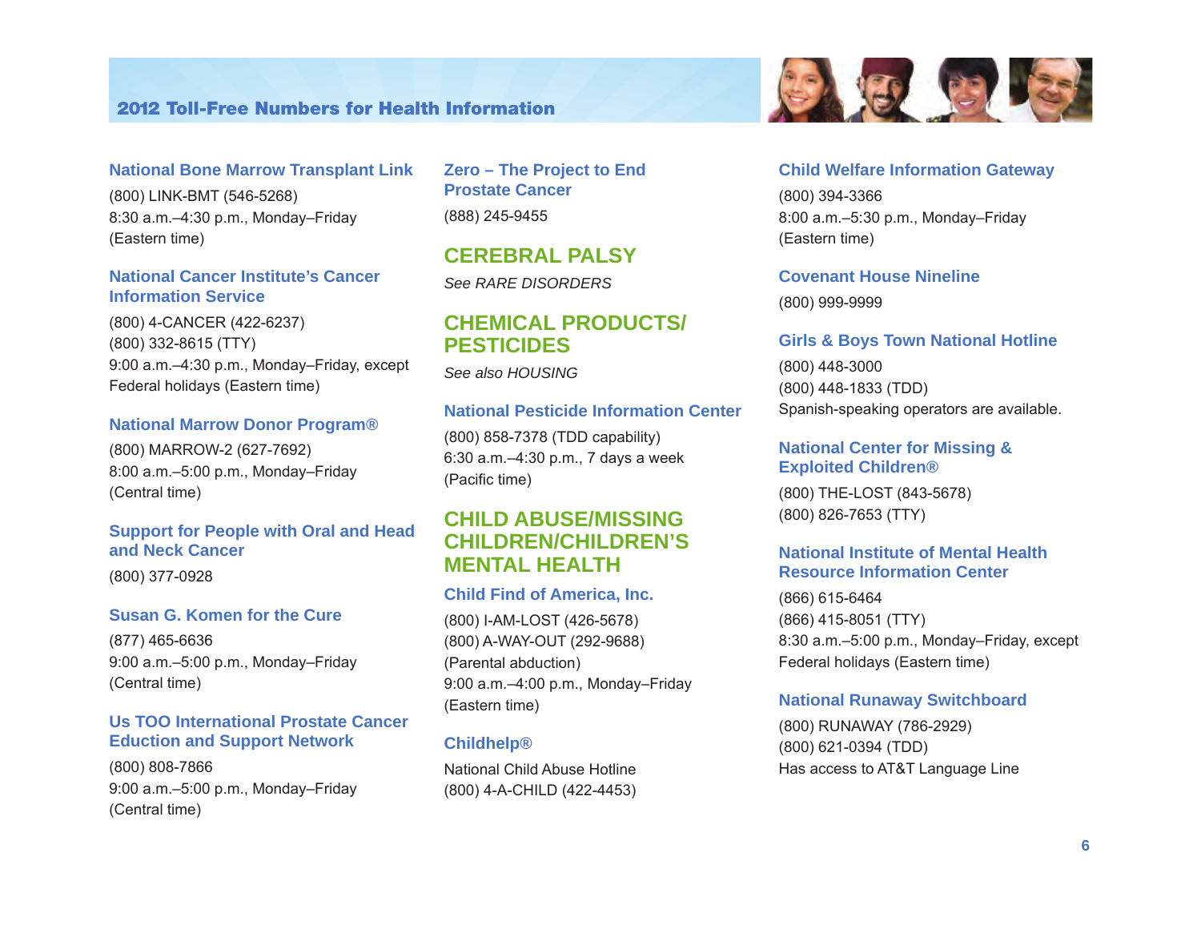### National Bone Marrow Transplant Link

(800) LINK-BMT (546-5268)
8:30 a.m.–4:30 p.m., Monday–Friday
(Eastern time)

### National Cancer Institute's Cancer Information Service

(800) 4-CANCER (422-6237)
(800) 332-8615 (TTY)
9:00 a.m.–4:30 p.m., Monday–Friday, except Federal holidays (Eastern time)

### National Marrow Donor Program®

(800) MARROW-2 (627-7692)
8:00 a.m.–5:00 p.m., Monday–Friday
(Central time)

### Support for People with Oral and Head and Neck Cancer

(800) 377-0928

### Susan G. Komen for the Cure

(877) 465-6636
9:00 a.m.–5:00 p.m., Monday–Friday
(Central time)

### Us TOO International Prostate Cancer Eduction and Support Network

(800) 808-7866
9:00 a.m.–5:00 p.m., Monday–Friday
(Central time)

### Zero – The Project to End Prostate Cancer

(888) 245-9455

## CEREBRAL PALSY

*See RARE DISORDERS*

## CHEMICAL PRODUCTS/ PESTICIDES

*See also HOUSING*

### National Pesticide Information Center

(800) 858-7378 (TDD capability)
6:30 a.m.–4:30 p.m., 7 days a week
(Pacific time)

## CHILD ABUSE/MISSING CHILDREN/CHILDREN'S MENTAL HEALTH

### Child Find of America, Inc.

(800) I-AM-LOST (426-5678)
(800) A-WAY-OUT (292-9688)
(Parental abduction)
9:00 a.m.–4:00 p.m., Monday–Friday
(Eastern time)

### Childhelp®

National Child Abuse Hotline
(800) 4-A-CHILD (422-4453)

### Child Welfare Information Gateway

(800) 394-3366
8:00 a.m.–5:30 p.m., Monday–Friday
(Eastern time)

### Covenant House Nineline

(800) 999-9999

### Girls & Boys Town National Hotline

(800) 448-3000
(800) 448-1833 (TDD)
Spanish-speaking operators are available.

### National Center for Missing & Exploited Children®

(800) THE-LOST (843-5678)
(800) 826-7653 (TTY)

### National Institute of Mental Health Resource Information Center

(866) 615-6464
(866) 415-8051 (TTY)
8:30 a.m.–5:00 p.m., Monday–Friday, except Federal holidays (Eastern time)

### National Runaway Switchboard

(800) RUNAWAY (786-2929)
(800) 621-0394 (TDD)
Has access to AT&T Language Line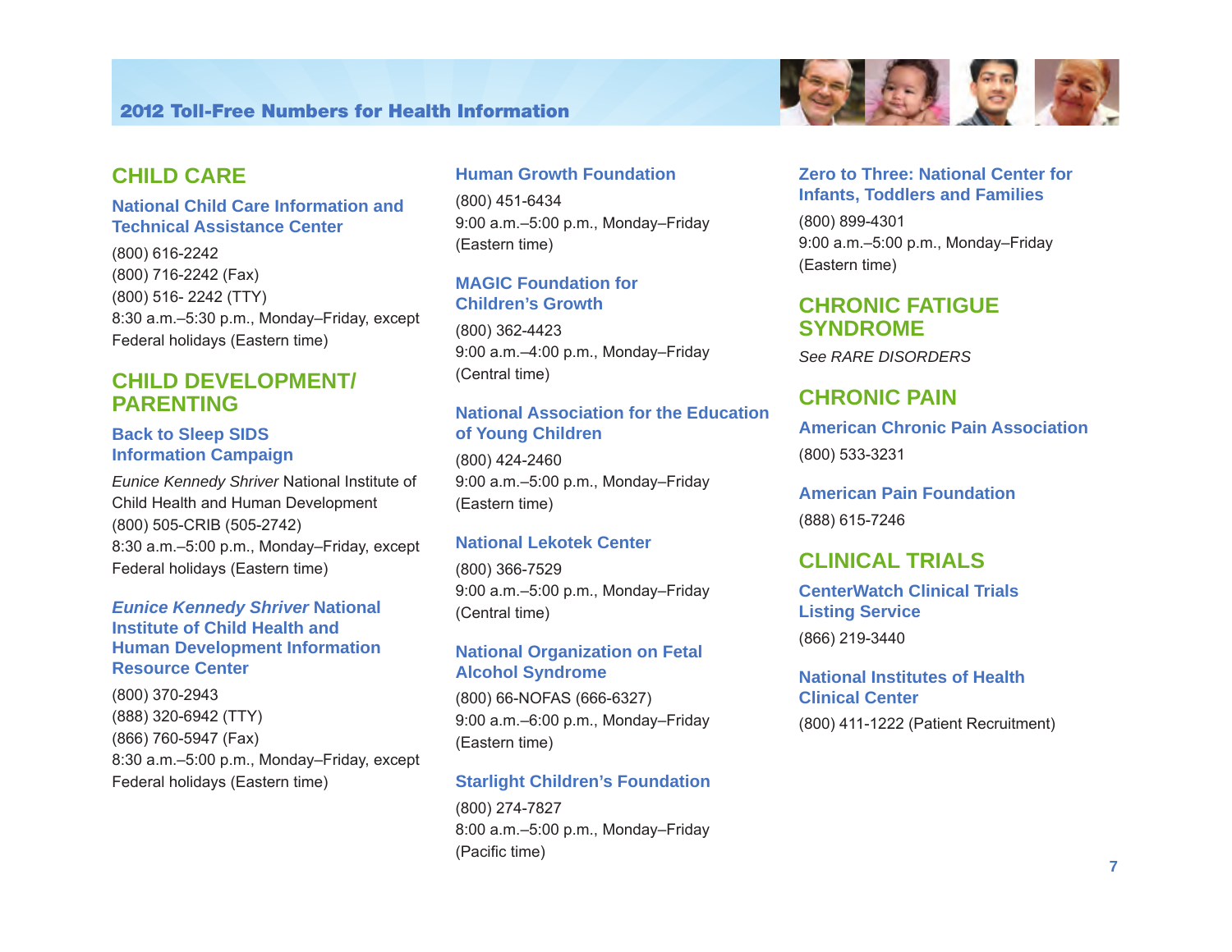## CHILD CARE

### National Child Care Information and Technical Assistance Center

(800) 616-2242
(800) 716-2242 (Fax)
(800) 516- 2242 (TTY)
8:30 a.m.–5:30 p.m., Monday–Friday, except Federal holidays (Eastern time)

## CHILD DEVELOPMENT/ PARENTING

### Back to Sleep SIDS Information Campaign

*Eunice Kennedy Shriver* National Institute of Child Health and Human Development
(800) 505-CRIB (505-2742)
8:30 a.m.–5:00 p.m., Monday–Friday, except Federal holidays (Eastern time)

### *Eunice Kennedy Shriver* National Institute of Child Health and Human Development Information Resource Center

(800) 370-2943
(888) 320-6942 (TTY)
(866) 760-5947 (Fax)
8:30 a.m.–5:00 p.m., Monday–Friday, except Federal holidays (Eastern time)

### Human Growth Foundation

(800) 451-6434
9:00 a.m.–5:00 p.m., Monday–Friday (Eastern time)

### MAGIC Foundation for Children's Growth

(800) 362-4423
9:00 a.m.–4:00 p.m., Monday–Friday (Central time)

### National Association for the Education of Young Children

(800) 424-2460
9:00 a.m.–5:00 p.m., Monday–Friday (Eastern time)

### National Lekotek Center

(800) 366-7529
9:00 a.m.–5:00 p.m., Monday–Friday (Central time)

### National Organization on Fetal Alcohol Syndrome

(800) 66-NOFAS (666-6327)
9:00 a.m.–6:00 p.m., Monday–Friday (Eastern time)

### Starlight Children's Foundation

(800) 274-7827
8:00 a.m.–5:00 p.m., Monday–Friday (Pacific time)

### Zero to Three: National Center for Infants, Toddlers and Families

(800) 899-4301
9:00 a.m.–5:00 p.m., Monday–Friday (Eastern time)

## CHRONIC FATIGUE SYNDROME

*See RARE DISORDERS*

## CHRONIC PAIN

### American Chronic Pain Association

(800) 533-3231

### American Pain Foundation

(888) 615-7246

## CLINICAL TRIALS

### CenterWatch Clinical Trials Listing Service

(866) 219-3440

### National Institutes of Health Clinical Center

(800) 411-1222 (Patient Recruitment)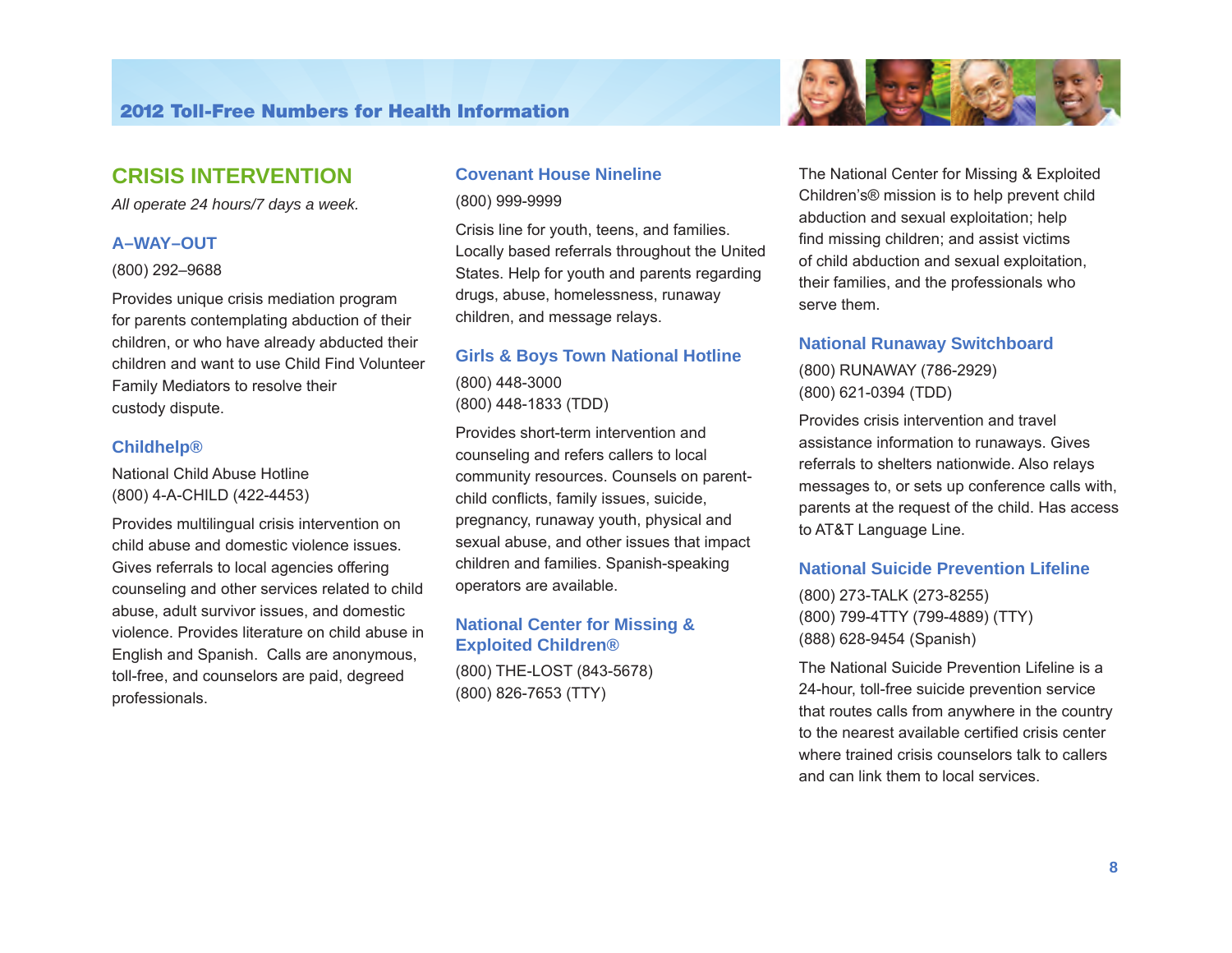## CRISIS INTERVENTION

*All operate 24 hours/7 days a week.*

### A–WAY–OUT

(800) 292–9688

Provides unique crisis mediation program for parents contemplating abduction of their children, or who have already abducted their children and want to use Child Find Volunteer Family Mediators to resolve their custody dispute.

### Childhelp®

National Child Abuse Hotline
(800) 4-A-CHILD (422-4453)

Provides multilingual crisis intervention on child abuse and domestic violence issues. Gives referrals to local agencies offering counseling and other services related to child abuse, adult survivor issues, and domestic violence. Provides literature on child abuse in English and Spanish. Calls are anonymous, toll-free, and counselors are paid, degreed professionals.

### Covenant House Nineline

(800) 999-9999

Crisis line for youth, teens, and families. Locally based referrals throughout the United States. Help for youth and parents regarding drugs, abuse, homelessness, runaway children, and message relays.

### Girls & Boys Town National Hotline

(800) 448-3000
(800) 448-1833 (TDD)

Provides short-term intervention and counseling and refers callers to local community resources. Counsels on parent-child conflicts, family issues, suicide, pregnancy, runaway youth, physical and sexual abuse, and other issues that impact children and families. Spanish-speaking operators are available.

### National Center for Missing & Exploited Children®

(800) THE-LOST (843-5678)
(800) 826-7653 (TTY)

The National Center for Missing & Exploited Children's® mission is to help prevent child abduction and sexual exploitation; help find missing children; and assist victims of child abduction and sexual exploitation, their families, and the professionals who serve them.

### National Runaway Switchboard

(800) RUNAWAY (786-2929)
(800) 621-0394 (TDD)

Provides crisis intervention and travel assistance information to runaways. Gives referrals to shelters nationwide. Also relays messages to, or sets up conference calls with, parents at the request of the child. Has access to AT&T Language Line.

### National Suicide Prevention Lifeline

(800) 273-TALK (273-8255)
(800) 799-4TTY (799-4889) (TTY)
(888) 628-9454 (Spanish)

The National Suicide Prevention Lifeline is a 24-hour, toll-free suicide prevention service that routes calls from anywhere in the country to the nearest available certified crisis center where trained crisis counselors talk to callers and can link them to local services.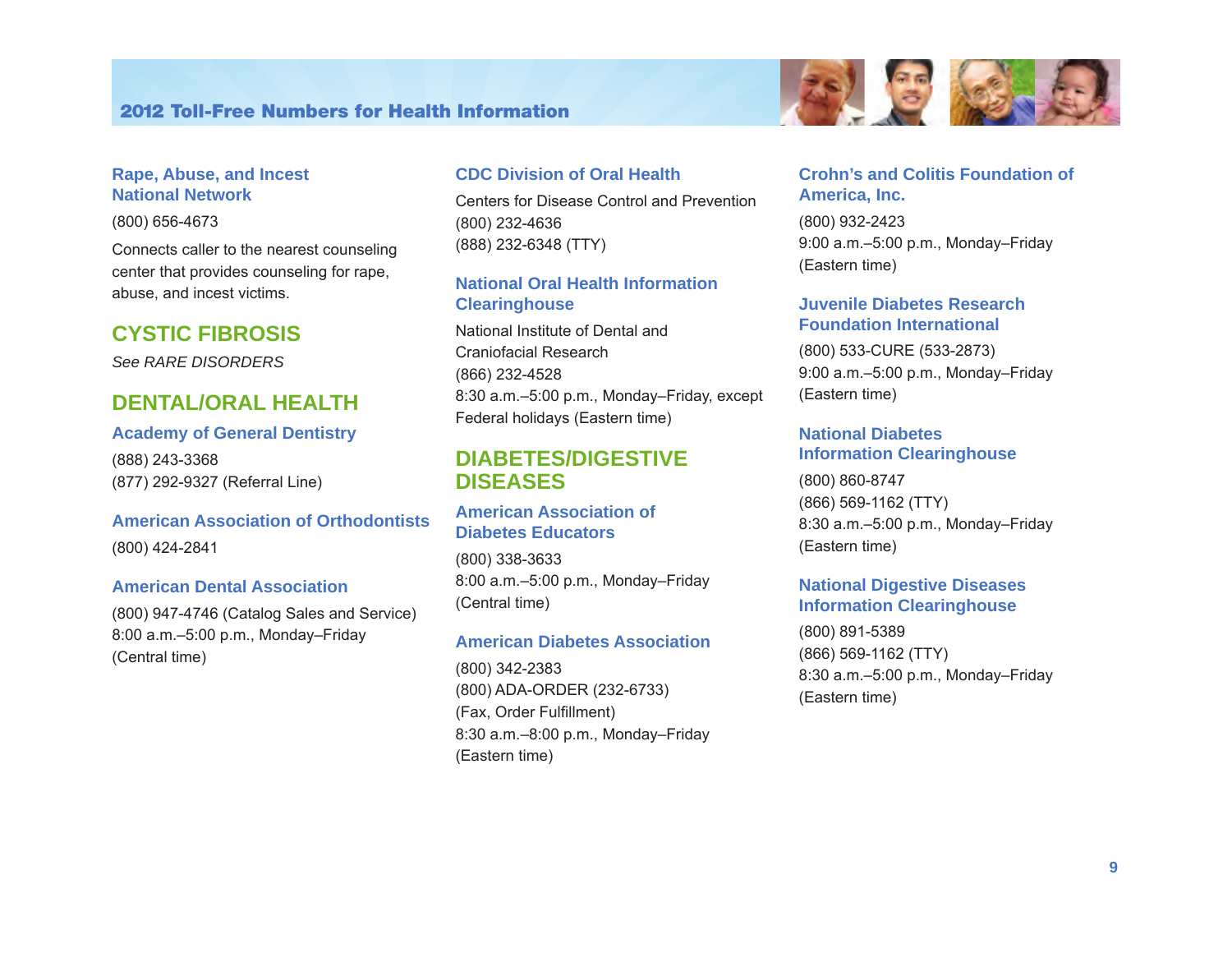### Rape, Abuse, and Incest National Network

(800) 656-4673

Connects caller to the nearest counseling center that provides counseling for rape, abuse, and incest victims.

## CYSTIC FIBROSIS

*See RARE DISORDERS*

## DENTAL/ORAL HEALTH

### Academy of General Dentistry

(888) 243-3368
(877) 292-9327 (Referral Line)

### American Association of Orthodontists

(800) 424-2841

### American Dental Association

(800) 947-4746 (Catalog Sales and Service)
8:00 a.m.–5:00 p.m., Monday–Friday
(Central time)

### CDC Division of Oral Health

Centers for Disease Control and Prevention
(800) 232-4636
(888) 232-6348 (TTY)

### National Oral Health Information Clearinghouse

National Institute of Dental and Craniofacial Research
(866) 232-4528
8:30 a.m.–5:00 p.m., Monday–Friday, except Federal holidays (Eastern time)

## DIABETES/DIGESTIVE DISEASES

### American Association of Diabetes Educators

(800) 338-3633
8:00 a.m.–5:00 p.m., Monday–Friday
(Central time)

### American Diabetes Association

(800) 342-2383
(800) ADA-ORDER (232-6733)
(Fax, Order Fulfillment)
8:30 a.m.–8:00 p.m., Monday–Friday
(Eastern time)

### Crohn's and Colitis Foundation of America, Inc.

(800) 932-2423
9:00 a.m.–5:00 p.m., Monday–Friday
(Eastern time)

### Juvenile Diabetes Research Foundation International

(800) 533-CURE (533-2873)
9:00 a.m.–5:00 p.m., Monday–Friday
(Eastern time)

### National Diabetes Information Clearinghouse

(800) 860-8747
(866) 569-1162 (TTY)
8:30 a.m.–5:00 p.m., Monday–Friday
(Eastern time)

### National Digestive Diseases Information Clearinghouse

(800) 891-5389
(866) 569-1162 (TTY)
8:30 a.m.–5:00 p.m., Monday–Friday
(Eastern time)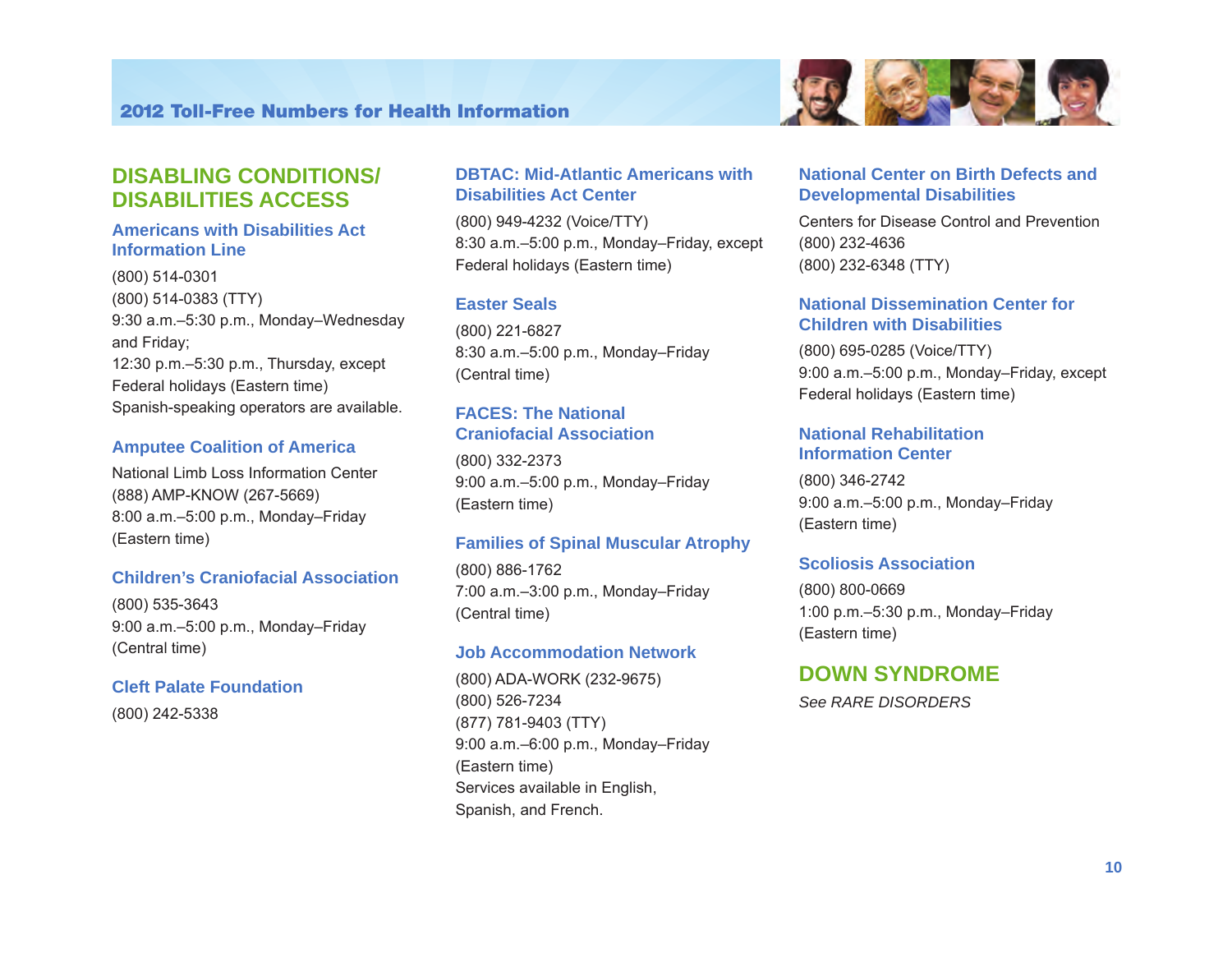## DISABLING CONDITIONS/ DISABILITIES ACCESS

### Americans with Disabilities Act Information Line

(800) 514-0301
(800) 514-0383 (TTY)
9:30 a.m.–5:30 p.m., Monday–Wednesday and Friday;
12:30 p.m.–5:30 p.m., Thursday, except Federal holidays (Eastern time)
Spanish-speaking operators are available.

### Amputee Coalition of America

National Limb Loss Information Center
(888) AMP-KNOW (267-5669)
8:00 a.m.–5:00 p.m., Monday–Friday (Eastern time)

### Children's Craniofacial Association

(800) 535-3643
9:00 a.m.–5:00 p.m., Monday–Friday (Central time)

### Cleft Palate Foundation

(800) 242-5338

### DBTAC: Mid-Atlantic Americans with Disabilities Act Center

(800) 949-4232 (Voice/TTY)
8:30 a.m.–5:00 p.m., Monday–Friday, except Federal holidays (Eastern time)

### Easter Seals

(800) 221-6827
8:30 a.m.–5:00 p.m., Monday–Friday (Central time)

### FACES: The National Craniofacial Association

(800) 332-2373
9:00 a.m.–5:00 p.m., Monday–Friday (Eastern time)

### Families of Spinal Muscular Atrophy

(800) 886-1762
7:00 a.m.–3:00 p.m., Monday–Friday (Central time)

### Job Accommodation Network

(800) ADA-WORK (232-9675)
(800) 526-7234
(877) 781-9403 (TTY)
9:00 a.m.–6:00 p.m., Monday–Friday (Eastern time)
Services available in English, Spanish, and French.

### National Center on Birth Defects and Developmental Disabilities

Centers for Disease Control and Prevention
(800) 232-4636
(800) 232-6348 (TTY)

### National Dissemination Center for Children with Disabilities

(800) 695-0285 (Voice/TTY)
9:00 a.m.–5:00 p.m., Monday–Friday, except Federal holidays (Eastern time)

### National Rehabilitation Information Center

(800) 346-2742
9:00 a.m.–5:00 p.m., Monday–Friday (Eastern time)

### Scoliosis Association

(800) 800-0669
1:00 p.m.–5:30 p.m., Monday–Friday (Eastern time)

## DOWN SYNDROME

*See RARE DISORDERS*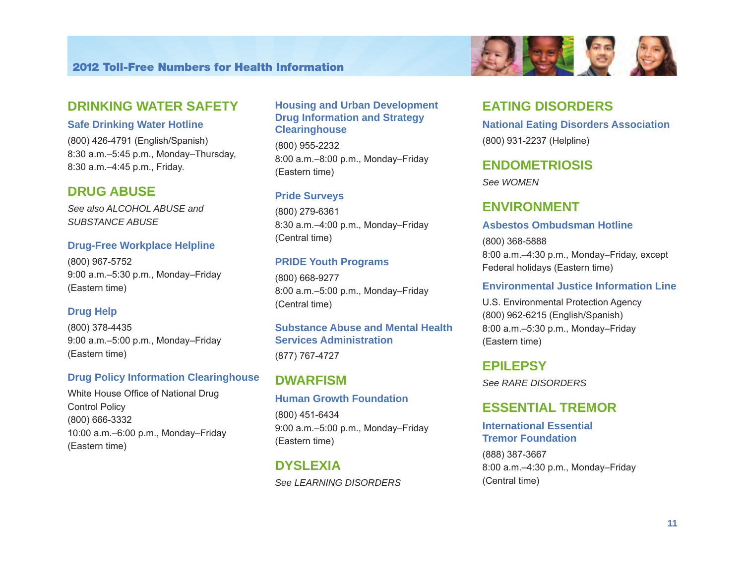## DRINKING WATER SAFETY

### Safe Drinking Water Hotline

(800) 426-4791 (English/Spanish)
8:30 a.m.–5:45 p.m., Monday–Thursday,
8:30 a.m.–4:45 p.m., Friday.

## DRUG ABUSE

*See also ALCOHOL ABUSE and SUBSTANCE ABUSE*

### Drug-Free Workplace Helpline

(800) 967-5752
9:00 a.m.–5:30 p.m., Monday–Friday
(Eastern time)

### Drug Help

(800) 378-4435
9:00 a.m.–5:00 p.m., Monday–Friday
(Eastern time)

### Drug Policy Information Clearinghouse

White House Office of National Drug Control Policy
(800) 666-3332
10:00 a.m.–6:00 p.m., Monday–Friday
(Eastern time)

### Housing and Urban Development Drug Information and Strategy Clearinghouse

(800) 955-2232
8:00 a.m.–8:00 p.m., Monday–Friday
(Eastern time)

### Pride Surveys

(800) 279-6361
8:30 a.m.–4:00 p.m., Monday–Friday
(Central time)

### PRIDE Youth Programs

(800) 668-9277
8:00 a.m.–5:00 p.m., Monday–Friday
(Central time)

### Substance Abuse and Mental Health Services Administration

(877) 767-4727

## DWARFISM

### Human Growth Foundation

(800) 451-6434
9:00 a.m.–5:00 p.m., Monday–Friday
(Eastern time)

## DYSLEXIA

*See LEARNING DISORDERS*

## EATING DISORDERS

### National Eating Disorders Association

(800) 931-2237 (Helpline)

## ENDOMETRIOSIS

*See WOMEN*

## ENVIRONMENT

### Asbestos Ombudsman Hotline

(800) 368-5888
8:00 a.m.–4:30 p.m., Monday–Friday, except Federal holidays (Eastern time)

### Environmental Justice Information Line

U.S. Environmental Protection Agency
(800) 962-6215 (English/Spanish)
8:00 a.m.–5:30 p.m., Monday–Friday
(Eastern time)

## EPILEPSY

*See RARE DISORDERS*

## ESSENTIAL TREMOR

### International Essential Tremor Foundation

(888) 387-3667
8:00 a.m.–4:30 p.m., Monday–Friday
(Central time)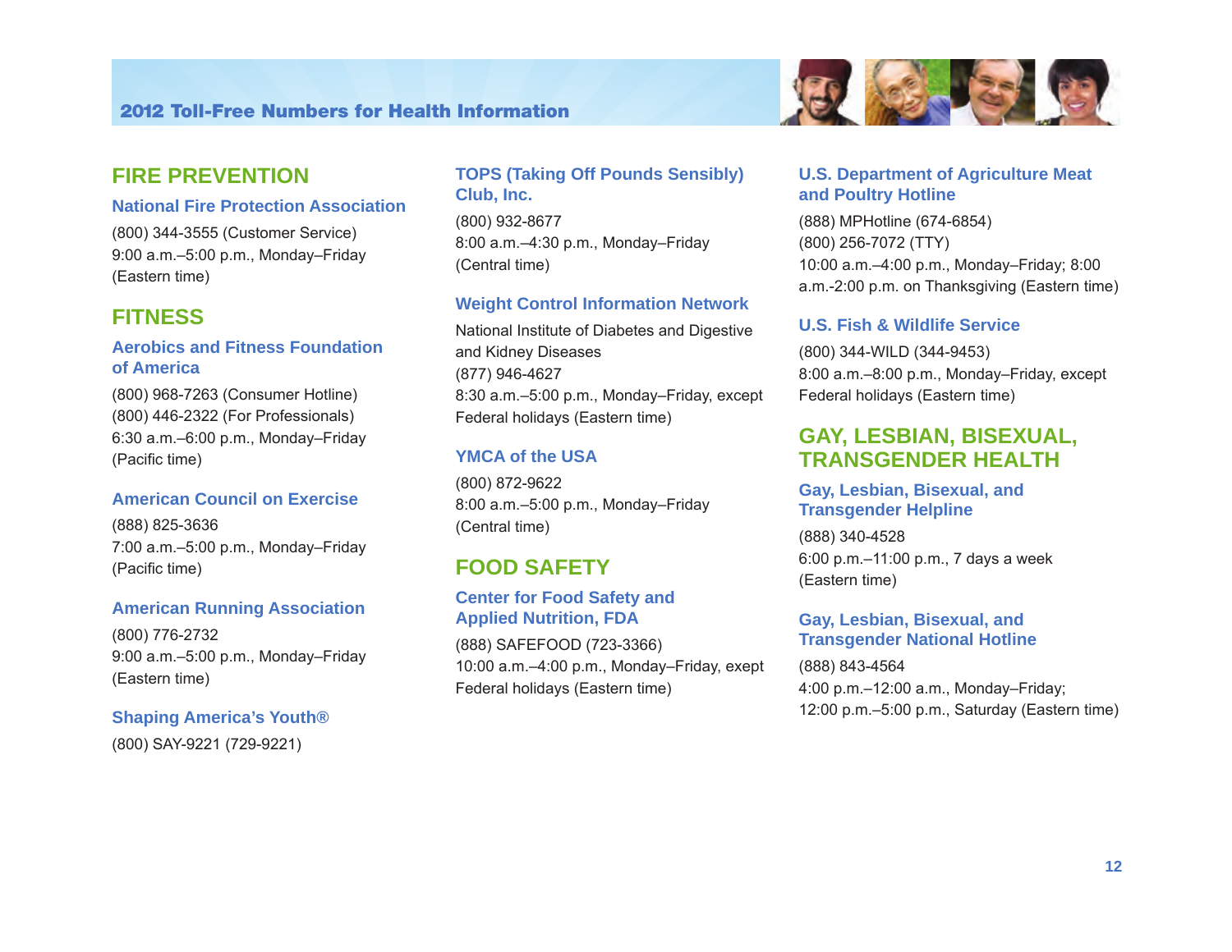## FIRE PREVENTION

### National Fire Protection Association

(800) 344-3555 (Customer Service)
9:00 a.m.–5:00 p.m., Monday–Friday
(Eastern time)

## FITNESS

### Aerobics and Fitness Foundation of America

(800) 968-7263 (Consumer Hotline)
(800) 446-2322 (For Professionals)
6:30 a.m.–6:00 p.m., Monday–Friday
(Pacific time)

### American Council on Exercise

(888) 825-3636
7:00 a.m.–5:00 p.m., Monday–Friday
(Pacific time)

### American Running Association

(800) 776-2732
9:00 a.m.–5:00 p.m., Monday–Friday
(Eastern time)

### Shaping America's Youth®

(800) SAY-9221 (729-9221)

### TOPS (Taking Off Pounds Sensibly) Club, Inc.

(800) 932-8677
8:00 a.m.–4:30 p.m., Monday–Friday
(Central time)

### Weight Control Information Network

National Institute of Diabetes and Digestive and Kidney Diseases
(877) 946-4627
8:30 a.m.–5:00 p.m., Monday–Friday, except Federal holidays (Eastern time)

### YMCA of the USA

(800) 872-9622
8:00 a.m.–5:00 p.m., Monday–Friday
(Central time)

## FOOD SAFETY

### Center for Food Safety and Applied Nutrition, FDA

(888) SAFEFOOD (723-3366)
10:00 a.m.–4:00 p.m., Monday–Friday, exept Federal holidays (Eastern time)

### U.S. Department of Agriculture Meat and Poultry Hotline

(888) MPHotline (674-6854)
(800) 256-7072 (TTY)
10:00 a.m.–4:00 p.m., Monday–Friday; 8:00 a.m.-2:00 p.m. on Thanksgiving (Eastern time)

### U.S. Fish & Wildlife Service

(800) 344-WILD (344-9453)
8:00 a.m.–8:00 p.m., Monday–Friday, except Federal holidays (Eastern time)

## GAY, LESBIAN, BISEXUAL, TRANSGENDER HEALTH

### Gay, Lesbian, Bisexual, and Transgender Helpline

(888) 340-4528
6:00 p.m.–11:00 p.m., 7 days a week
(Eastern time)

### Gay, Lesbian, Bisexual, and Transgender National Hotline

(888) 843-4564
4:00 p.m.–12:00 a.m., Monday–Friday;
12:00 p.m.–5:00 p.m., Saturday (Eastern time)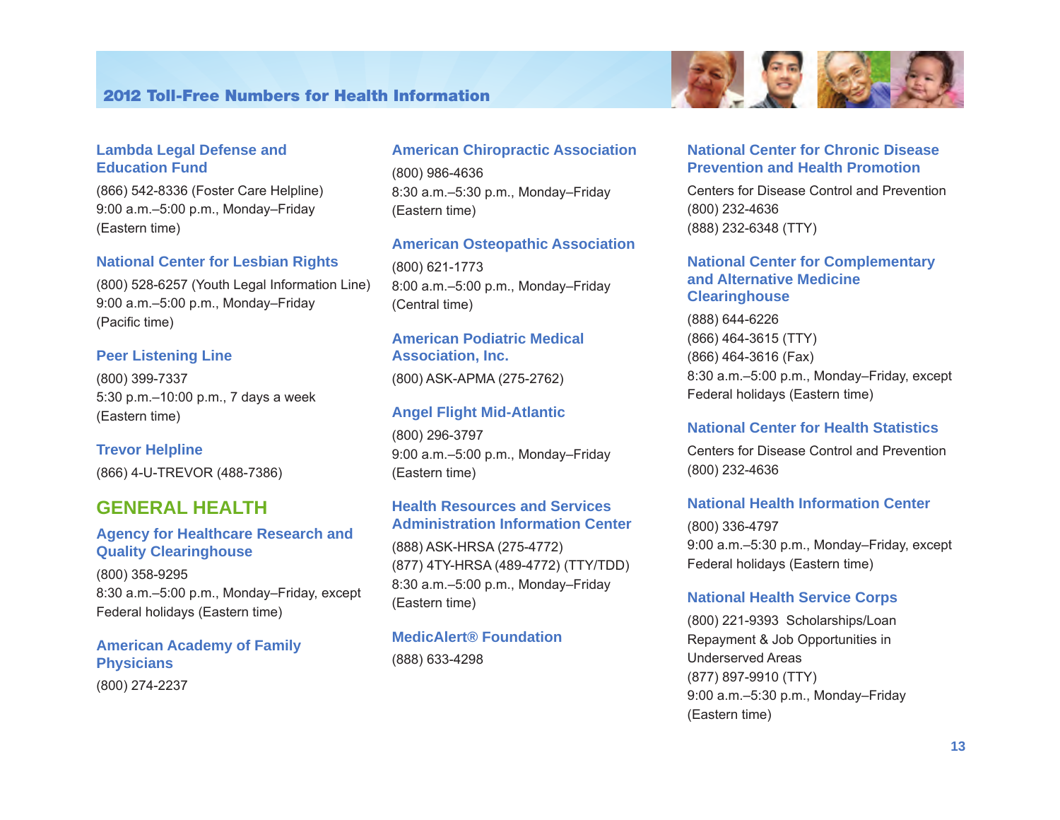### Lambda Legal Defense and Education Fund

(866) 542-8336 (Foster Care Helpline)
9:00 a.m.–5:00 p.m., Monday–Friday
(Eastern time)

### National Center for Lesbian Rights

(800) 528-6257 (Youth Legal Information Line)
9:00 a.m.–5:00 p.m., Monday–Friday
(Pacific time)

### Peer Listening Line

(800) 399-7337
5:30 p.m.–10:00 p.m., 7 days a week
(Eastern time)

### Trevor Helpline

(866) 4-U-TREVOR (488-7386)

## GENERAL HEALTH

### Agency for Healthcare Research and Quality Clearinghouse

(800) 358-9295
8:30 a.m.–5:00 p.m., Monday–Friday, except Federal holidays (Eastern time)

### American Academy of Family Physicians

(800) 274-2237

### American Chiropractic Association

(800) 986-4636
8:30 a.m.–5:30 p.m., Monday–Friday
(Eastern time)

### American Osteopathic Association

(800) 621-1773
8:00 a.m.–5:00 p.m., Monday–Friday
(Central time)

### American Podiatric Medical Association, Inc.

(800) ASK-APMA (275-2762)

### Angel Flight Mid-Atlantic

(800) 296-3797
9:00 a.m.–5:00 p.m., Monday–Friday
(Eastern time)

### Health Resources and Services Administration Information Center

(888) ASK-HRSA (275-4772)
(877) 4TY-HRSA (489-4772) (TTY/TDD)
8:30 a.m.–5:00 p.m., Monday–Friday
(Eastern time)

### MedicAlert® Foundation

(888) 633-4298

### National Center for Chronic Disease Prevention and Health Promotion

Centers for Disease Control and Prevention
(800) 232-4636
(888) 232-6348 (TTY)

### National Center for Complementary and Alternative Medicine Clearinghouse

(888) 644-6226
(866) 464-3615 (TTY)
(866) 464-3616 (Fax)
8:30 a.m.–5:00 p.m., Monday–Friday, except Federal holidays (Eastern time)

### National Center for Health Statistics

Centers for Disease Control and Prevention
(800) 232-4636

### National Health Information Center

(800) 336-4797
9:00 a.m.–5:30 p.m., Monday–Friday, except Federal holidays (Eastern time)

### National Health Service Corps

(800) 221-9393 Scholarships/Loan Repayment & Job Opportunities in Underserved Areas
(877) 897-9910 (TTY)
9:00 a.m.–5:30 p.m., Monday–Friday
(Eastern time)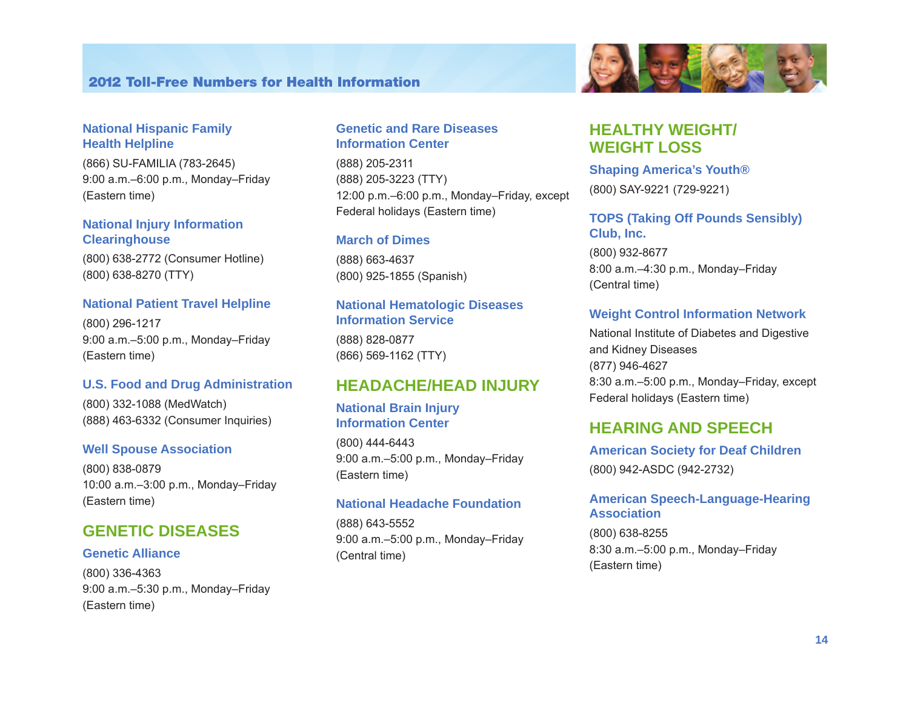### National Hispanic Family Health Helpline

(866) SU-FAMILIA (783-2645)
9:00 a.m.–6:00 p.m., Monday–Friday
(Eastern time)

### National Injury Information Clearinghouse

(800) 638-2772 (Consumer Hotline)
(800) 638-8270 (TTY)

### National Patient Travel Helpline

(800) 296-1217
9:00 a.m.–5:00 p.m., Monday–Friday
(Eastern time)

### U.S. Food and Drug Administration

(800) 332-1088 (MedWatch)
(888) 463-6332 (Consumer Inquiries)

### Well Spouse Association

(800) 838-0879
10:00 a.m.–3:00 p.m., Monday–Friday
(Eastern time)

## GENETIC DISEASES

### Genetic Alliance

(800) 336-4363
9:00 a.m.–5:30 p.m., Monday–Friday
(Eastern time)

### Genetic and Rare Diseases Information Center

(888) 205-2311
(888) 205-3223 (TTY)
12:00 p.m.–6:00 p.m., Monday–Friday, except Federal holidays (Eastern time)

### March of Dimes

(888) 663-4637
(800) 925-1855 (Spanish)

### National Hematologic Diseases Information Service

(888) 828-0877
(866) 569-1162 (TTY)

## HEADACHE/HEAD INJURY

### National Brain Injury Information Center

(800) 444-6443
9:00 a.m.–5:00 p.m., Monday–Friday
(Eastern time)

### National Headache Foundation

(888) 643-5552
9:00 a.m.–5:00 p.m., Monday–Friday
(Central time)

## HEALTHY WEIGHT/ WEIGHT LOSS

### Shaping America's Youth®

(800) SAY-9221 (729-9221)

### TOPS (Taking Off Pounds Sensibly) Club, Inc.

(800) 932-8677
8:00 a.m.–4:30 p.m., Monday–Friday
(Central time)

### Weight Control Information Network

National Institute of Diabetes and Digestive and Kidney Diseases
(877) 946-4627
8:30 a.m.–5:00 p.m., Monday–Friday, except Federal holidays (Eastern time)

## HEARING AND SPEECH

### American Society for Deaf Children

(800) 942-ASDC (942-2732)

### American Speech-Language-Hearing Association

(800) 638-8255
8:30 a.m.–5:00 p.m., Monday–Friday
(Eastern time)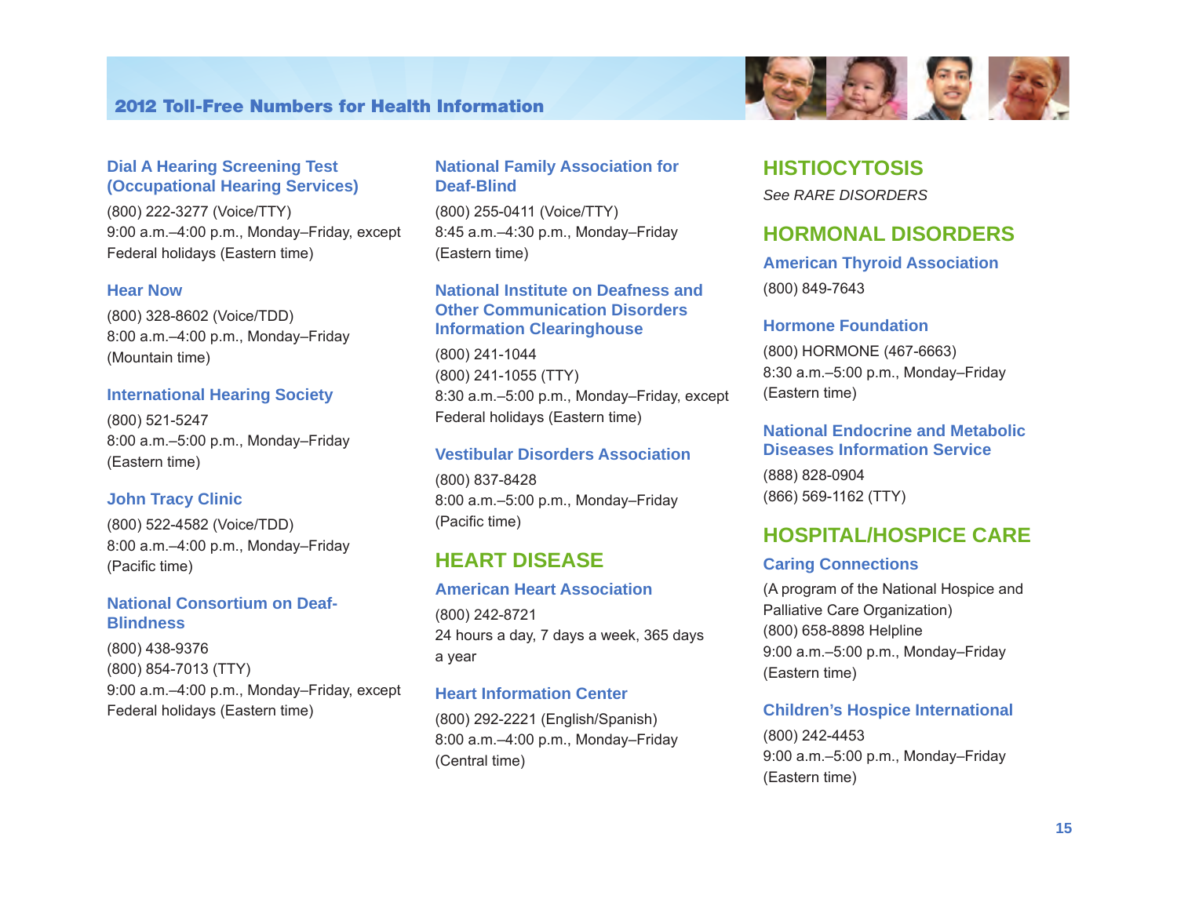### Dial A Hearing Screening Test (Occupational Hearing Services)

(800) 222-3277 (Voice/TTY)
9:00 a.m.–4:00 p.m., Monday–Friday, except Federal holidays (Eastern time)

### Hear Now

(800) 328-8602 (Voice/TDD)
8:00 a.m.–4:00 p.m., Monday–Friday (Mountain time)

### International Hearing Society

(800) 521-5247
8:00 a.m.–5:00 p.m., Monday–Friday (Eastern time)

### John Tracy Clinic

(800) 522-4582 (Voice/TDD)
8:00 a.m.–4:00 p.m., Monday–Friday (Pacific time)

### National Consortium on Deaf-Blindness

(800) 438-9376
(800) 854-7013 (TTY)
9:00 a.m.–4:00 p.m., Monday–Friday, except Federal holidays (Eastern time)

### National Family Association for Deaf-Blind

(800) 255-0411 (Voice/TTY)
8:45 a.m.–4:30 p.m., Monday–Friday (Eastern time)

### National Institute on Deafness and Other Communication Disorders Information Clearinghouse

(800) 241-1044
(800) 241-1055 (TTY)
8:30 a.m.–5:00 p.m., Monday–Friday, except Federal holidays (Eastern time)

### Vestibular Disorders Association

(800) 837-8428
8:00 a.m.–5:00 p.m., Monday–Friday (Pacific time)

## HEART DISEASE

### American Heart Association

(800) 242-8721
24 hours a day, 7 days a week, 365 days a year

### Heart Information Center

(800) 292-2221 (English/Spanish)
8:00 a.m.–4:00 p.m., Monday–Friday (Central time)

## HISTIOCYTOSIS

*See RARE DISORDERS*

## HORMONAL DISORDERS

### American Thyroid Association

(800) 849-7643

### Hormone Foundation

(800) HORMONE (467-6663)
8:30 a.m.–5:00 p.m., Monday–Friday (Eastern time)

### National Endocrine and Metabolic Diseases Information Service

(888) 828-0904
(866) 569-1162 (TTY)

## HOSPITAL/HOSPICE CARE

### Caring Connections

(A program of the National Hospice and Palliative Care Organization)
(800) 658-8898 Helpline
9:00 a.m.–5:00 p.m., Monday–Friday (Eastern time)

### Children's Hospice International

(800) 242-4453
9:00 a.m.–5:00 p.m., Monday–Friday (Eastern time)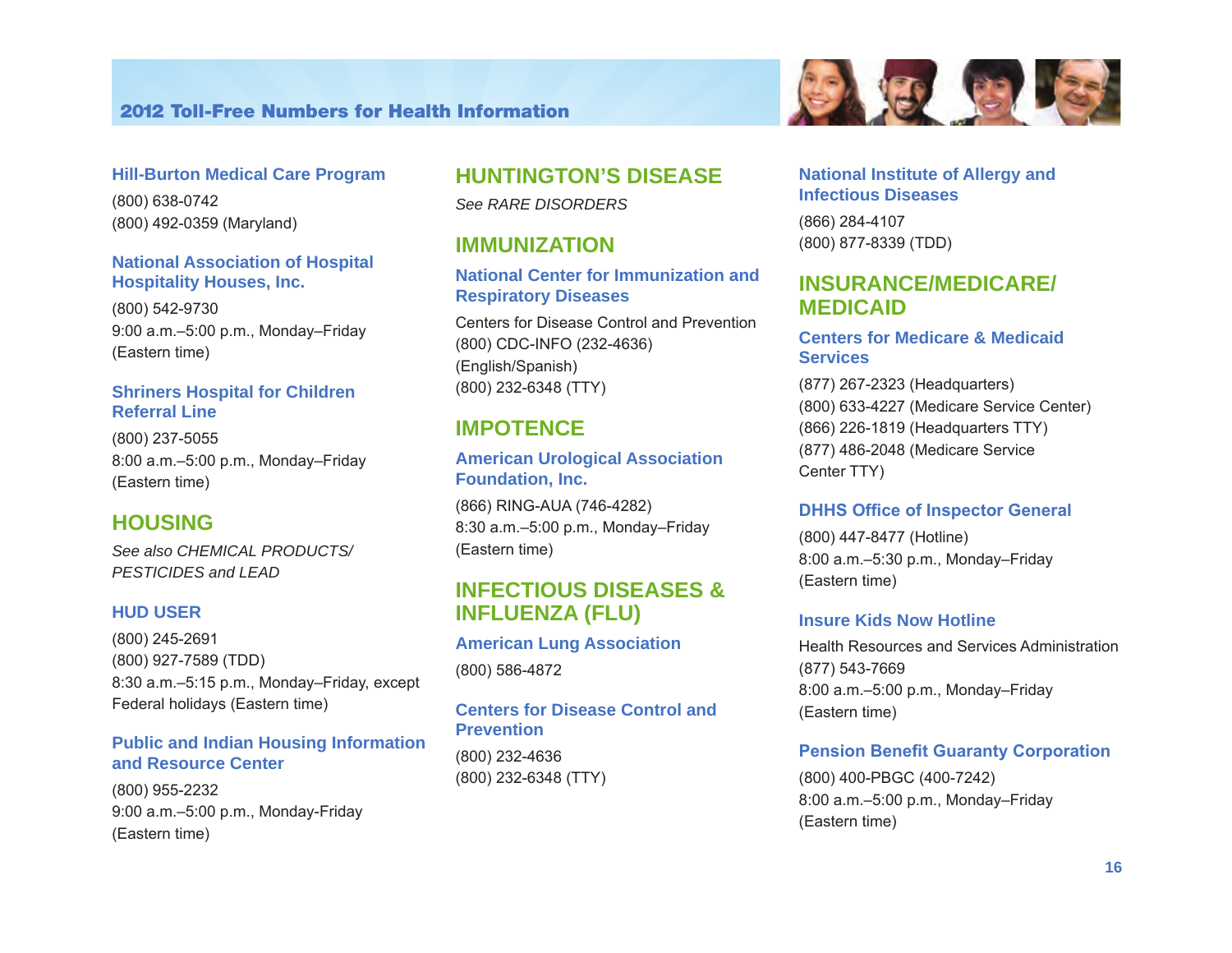### Hill-Burton Medical Care Program

(800) 638-0742
(800) 492-0359 (Maryland)

### National Association of Hospital Hospitality Houses, Inc.

(800) 542-9730
9:00 a.m.–5:00 p.m., Monday–Friday
(Eastern time)

### Shriners Hospital for Children Referral Line

(800) 237-5055
8:00 a.m.–5:00 p.m., Monday–Friday
(Eastern time)

## HOUSING

*See also CHEMICAL PRODUCTS/ PESTICIDES and LEAD*

### HUD USER

(800) 245-2691
(800) 927-7589 (TDD)
8:30 a.m.–5:15 p.m., Monday–Friday, except Federal holidays (Eastern time)

### Public and Indian Housing Information and Resource Center

(800) 955-2232
9:00 a.m.–5:00 p.m., Monday-Friday
(Eastern time)

## HUNTINGTON'S DISEASE

*See RARE DISORDERS*

## IMMUNIZATION

### National Center for Immunization and Respiratory Diseases

Centers for Disease Control and Prevention
(800) CDC-INFO (232-4636)
(English/Spanish)
(800) 232-6348 (TTY)

## IMPOTENCE

### American Urological Association Foundation, Inc.

(866) RING-AUA (746-4282)
8:30 a.m.–5:00 p.m., Monday–Friday
(Eastern time)

## INFECTIOUS DISEASES & INFLUENZA (FLU)

### American Lung Association

(800) 586-4872

### Centers for Disease Control and Prevention

(800) 232-4636
(800) 232-6348 (TTY)

### National Institute of Allergy and Infectious Diseases

(866) 284-4107
(800) 877-8339 (TDD)

## INSURANCE/MEDICARE/ MEDICAID

### Centers for Medicare & Medicaid Services

(877) 267-2323 (Headquarters)
(800) 633-4227 (Medicare Service Center)
(866) 226-1819 (Headquarters TTY)
(877) 486-2048 (Medicare Service Center TTY)

### DHHS Office of Inspector General

(800) 447-8477 (Hotline)
8:00 a.m.–5:30 p.m., Monday–Friday
(Eastern time)

### Insure Kids Now Hotline

Health Resources and Services Administration
(877) 543-7669
8:00 a.m.–5:00 p.m., Monday–Friday
(Eastern time)

### Pension Benefit Guaranty Corporation

(800) 400-PBGC (400-7242)
8:00 a.m.–5:00 p.m., Monday–Friday
(Eastern time)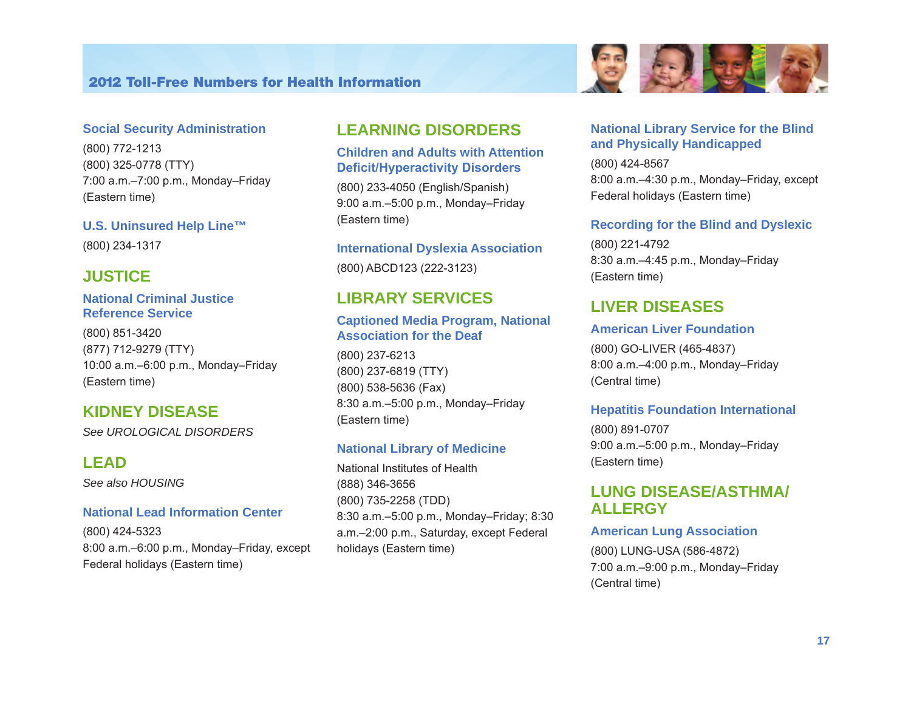### Social Security Administration

(800) 772-1213
(800) 325-0778 (TTY)
7:00 a.m.–7:00 p.m., Monday–Friday
(Eastern time)

### U.S. Uninsured Help Line™

(800) 234-1317

## JUSTICE

### National Criminal Justice Reference Service

(800) 851-3420
(877) 712-9279 (TTY)
10:00 a.m.–6:00 p.m., Monday–Friday
(Eastern time)

## KIDNEY DISEASE

*See UROLOGICAL DISORDERS*

## LEAD

*See also HOUSING*

### National Lead Information Center

(800) 424-5323
8:00 a.m.–6:00 p.m., Monday–Friday, except Federal holidays (Eastern time)

## LEARNING DISORDERS

### Children and Adults with Attention Deficit/Hyperactivity Disorders

(800) 233-4050 (English/Spanish)
9:00 a.m.–5:00 p.m., Monday–Friday
(Eastern time)

### International Dyslexia Association

(800) ABCD123 (222-3123)

## LIBRARY SERVICES

### Captioned Media Program, National Association for the Deaf

(800) 237-6213
(800) 237-6819 (TTY)
(800) 538-5636 (Fax)
8:30 a.m.–5:00 p.m., Monday–Friday
(Eastern time)

### National Library of Medicine

National Institutes of Health
(888) 346-3656
(800) 735-2258 (TDD)
8:30 a.m.–5:00 p.m., Monday–Friday; 8:30 a.m.–2:00 p.m., Saturday, except Federal holidays (Eastern time)

### National Library Service for the Blind and Physically Handicapped

(800) 424-8567
8:00 a.m.–4:30 p.m., Monday–Friday, except Federal holidays (Eastern time)

### Recording for the Blind and Dyslexic

(800) 221-4792
8:30 a.m.–4:45 p.m., Monday–Friday
(Eastern time)

## LIVER DISEASES

### American Liver Foundation

(800) GO-LIVER (465-4837)
8:00 a.m.–4:00 p.m., Monday–Friday
(Central time)

### Hepatitis Foundation International

(800) 891-0707
9:00 a.m.–5:00 p.m., Monday–Friday
(Eastern time)

## LUNG DISEASE/ASTHMA/ALLERGY

### American Lung Association

(800) LUNG-USA (586-4872)
7:00 a.m.–9:00 p.m., Monday–Friday
(Central time)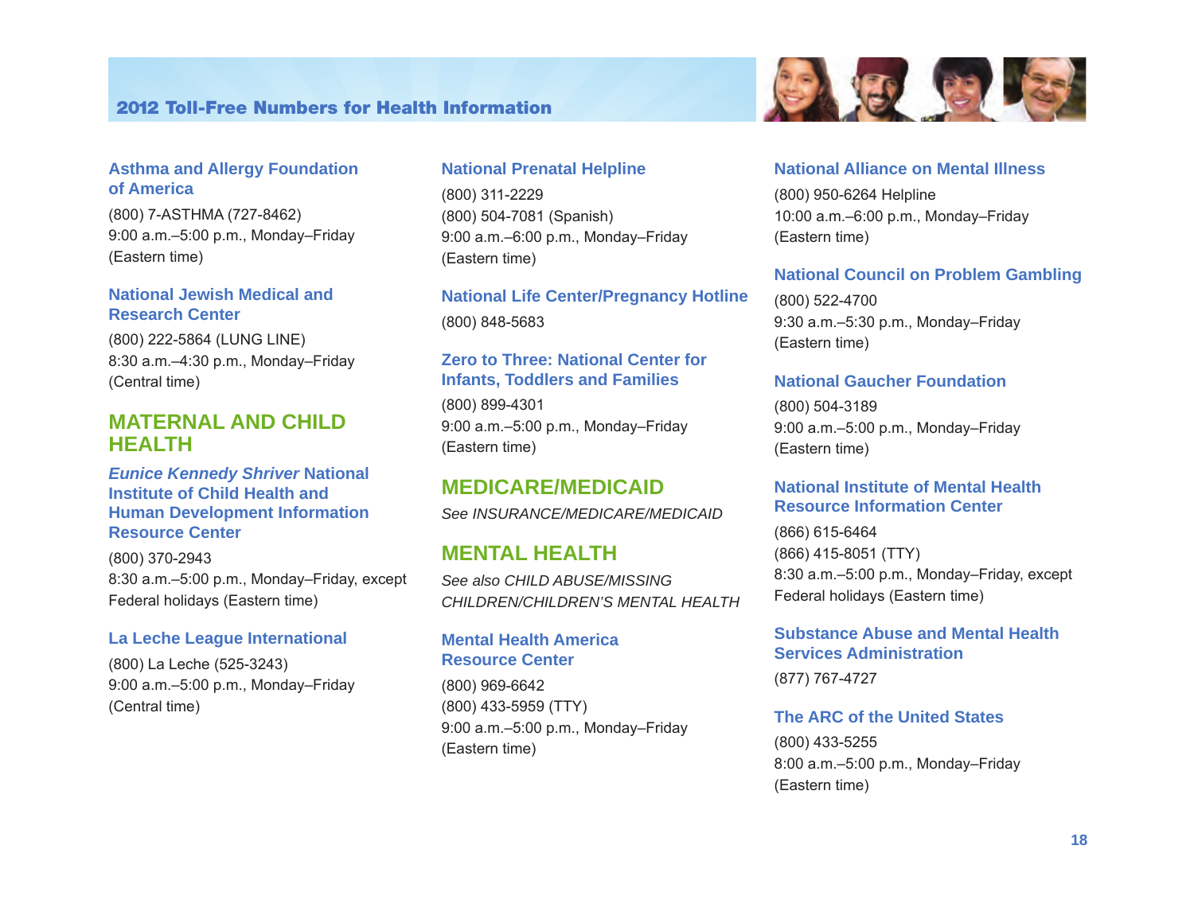### Asthma and Allergy Foundation of America

(800) 7-ASTHMA (727-8462)
9:00 a.m.–5:00 p.m., Monday–Friday
(Eastern time)

### National Jewish Medical and Research Center

(800) 222-5864 (LUNG LINE)
8:30 a.m.–4:30 p.m., Monday–Friday
(Central time)

## MATERNAL AND CHILD HEALTH

### *Eunice Kennedy Shriver* National Institute of Child Health and Human Development Information Resource Center

(800) 370-2943
8:30 a.m.–5:00 p.m., Monday–Friday, except Federal holidays (Eastern time)

### La Leche League International

(800) La Leche (525-3243)
9:00 a.m.–5:00 p.m., Monday–Friday
(Central time)

### National Prenatal Helpline

(800) 311-2229
(800) 504-7081 (Spanish)
9:00 a.m.–6:00 p.m., Monday–Friday
(Eastern time)

### National Life Center/Pregnancy Hotline

(800) 848-5683

### Zero to Three: National Center for Infants, Toddlers and Families

(800) 899-4301
9:00 a.m.–5:00 p.m., Monday–Friday
(Eastern time)

## MEDICARE/MEDICAID

*See INSURANCE/MEDICARE/MEDICAID*

## MENTAL HEALTH

*See also CHILD ABUSE/MISSING CHILDREN/CHILDREN'S MENTAL HEALTH*

### Mental Health America Resource Center

(800) 969-6642
(800) 433-5959 (TTY)
9:00 a.m.–5:00 p.m., Monday–Friday
(Eastern time)

### National Alliance on Mental Illness

(800) 950-6264 Helpline
10:00 a.m.–6:00 p.m., Monday–Friday
(Eastern time)

### National Council on Problem Gambling

(800) 522-4700
9:30 a.m.–5:30 p.m., Monday–Friday
(Eastern time)

### National Gaucher Foundation

(800) 504-3189
9:00 a.m.–5:00 p.m., Monday–Friday
(Eastern time)

### National Institute of Mental Health Resource Information Center

(866) 615-6464
(866) 415-8051 (TTY)
8:30 a.m.–5:00 p.m., Monday–Friday, except Federal holidays (Eastern time)

### Substance Abuse and Mental Health Services Administration

(877) 767-4727

### The ARC of the United States

(800) 433-5255
8:00 a.m.–5:00 p.m., Monday–Friday
(Eastern time)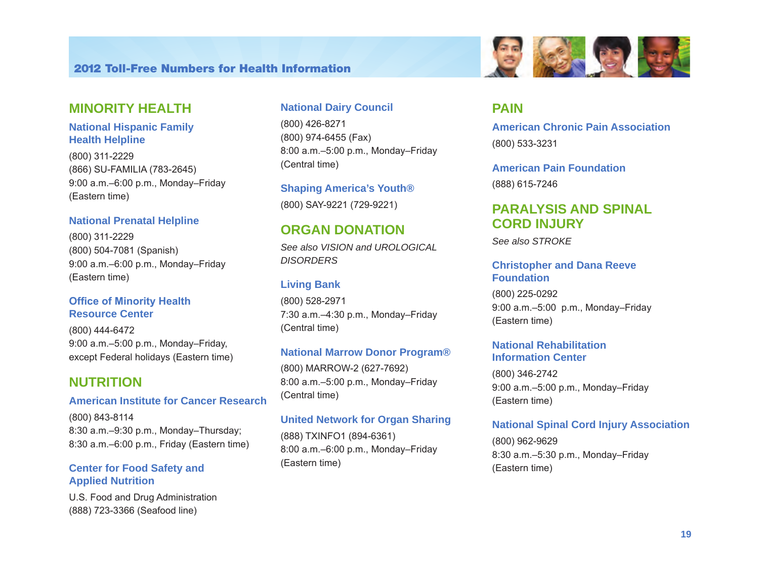## MINORITY HEALTH

### National Hispanic Family Health Helpline

(800) 311-2229
(866) SU-FAMILIA (783-2645)
9:00 a.m.–6:00 p.m., Monday–Friday
(Eastern time)

### National Prenatal Helpline

(800) 311-2229
(800) 504-7081 (Spanish)
9:00 a.m.–6:00 p.m., Monday–Friday
(Eastern time)

### Office of Minority Health Resource Center

(800) 444-6472
9:00 a.m.–5:00 p.m., Monday–Friday,
except Federal holidays (Eastern time)

## NUTRITION

### American Institute for Cancer Research

(800) 843-8114
8:30 a.m.–9:30 p.m., Monday–Thursday;
8:30 a.m.–6:00 p.m., Friday (Eastern time)

### Center for Food Safety and Applied Nutrition

U.S. Food and Drug Administration
(888) 723-3366 (Seafood line)

### National Dairy Council

(800) 426-8271
(800) 974-6455 (Fax)
8:00 a.m.–5:00 p.m., Monday–Friday
(Central time)

### Shaping America's Youth®

(800) SAY-9221 (729-9221)

## ORGAN DONATION

*See also VISION and UROLOGICAL DISORDERS*

### Living Bank

(800) 528-2971
7:30 a.m.–4:30 p.m., Monday–Friday
(Central time)

### National Marrow Donor Program®

(800) MARROW-2 (627-7692)
8:00 a.m.–5:00 p.m., Monday–Friday
(Central time)

### United Network for Organ Sharing

(888) TXINFO1 (894-6361)
8:00 a.m.–6:00 p.m., Monday–Friday
(Eastern time)

## PAIN

### American Chronic Pain Association

(800) 533-3231

### American Pain Foundation

(888) 615-7246

## PARALYSIS AND SPINAL CORD INJURY

*See also STROKE*

### Christopher and Dana Reeve Foundation

(800) 225-0292
9:00 a.m.–5:00 p.m., Monday–Friday
(Eastern time)

### National Rehabilitation Information Center

(800) 346-2742
9:00 a.m.–5:00 p.m., Monday–Friday
(Eastern time)

### National Spinal Cord Injury Association

(800) 962-9629
8:30 a.m.–5:30 p.m., Monday–Friday
(Eastern time)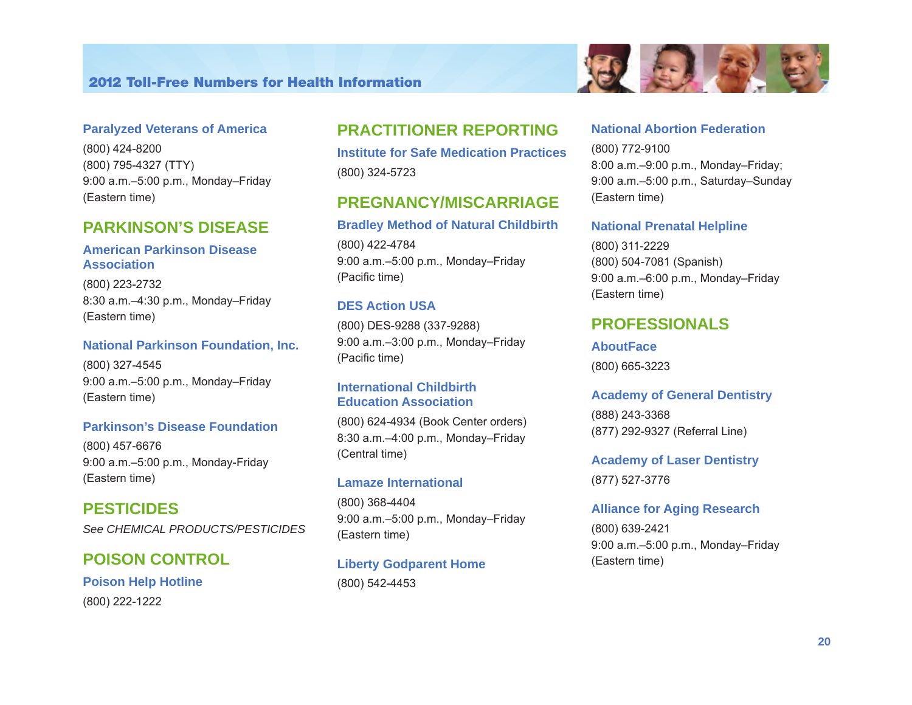### Paralyzed Veterans of America

(800) 424-8200
(800) 795-4327 (TTY)
9:00 a.m.–5:00 p.m., Monday–Friday
(Eastern time)

## PARKINSON'S DISEASE

### American Parkinson Disease Association

(800) 223-2732
8:30 a.m.–4:30 p.m., Monday–Friday
(Eastern time)

### National Parkinson Foundation, Inc.

(800) 327-4545
9:00 a.m.–5:00 p.m., Monday–Friday
(Eastern time)

### Parkinson's Disease Foundation

(800) 457-6676
9:00 a.m.–5:00 p.m., Monday-Friday
(Eastern time)

## PESTICIDES

*See CHEMICAL PRODUCTS/PESTICIDES*

## POISON CONTROL

### Poison Help Hotline

(800) 222-1222

## PRACTITIONER REPORTING

### Institute for Safe Medication Practices

(800) 324-5723

## PREGNANCY/MISCARRIAGE

### Bradley Method of Natural Childbirth

(800) 422-4784
9:00 a.m.–5:00 p.m., Monday–Friday
(Pacific time)

### DES Action USA

(800) DES-9288 (337-9288)
9:00 a.m.–3:00 p.m., Monday–Friday
(Pacific time)

### International Childbirth Education Association

(800) 624-4934 (Book Center orders)
8:30 a.m.–4:00 p.m., Monday–Friday
(Central time)

### Lamaze International

(800) 368-4404
9:00 a.m.–5:00 p.m., Monday–Friday
(Eastern time)

### Liberty Godparent Home

(800) 542-4453

### National Abortion Federation

(800) 772-9100
8:00 a.m.–9:00 p.m., Monday–Friday;
9:00 a.m.–5:00 p.m., Saturday–Sunday
(Eastern time)

### National Prenatal Helpline

(800) 311-2229
(800) 504-7081 (Spanish)
9:00 a.m.–6:00 p.m., Monday–Friday
(Eastern time)

## PROFESSIONALS

### AboutFace

(800) 665-3223

### Academy of General Dentistry

(888) 243-3368
(877) 292-9327 (Referral Line)

### Academy of Laser Dentistry

(877) 527-3776

### Alliance for Aging Research

(800) 639-2421
9:00 a.m.–5:00 p.m., Monday–Friday
(Eastern time)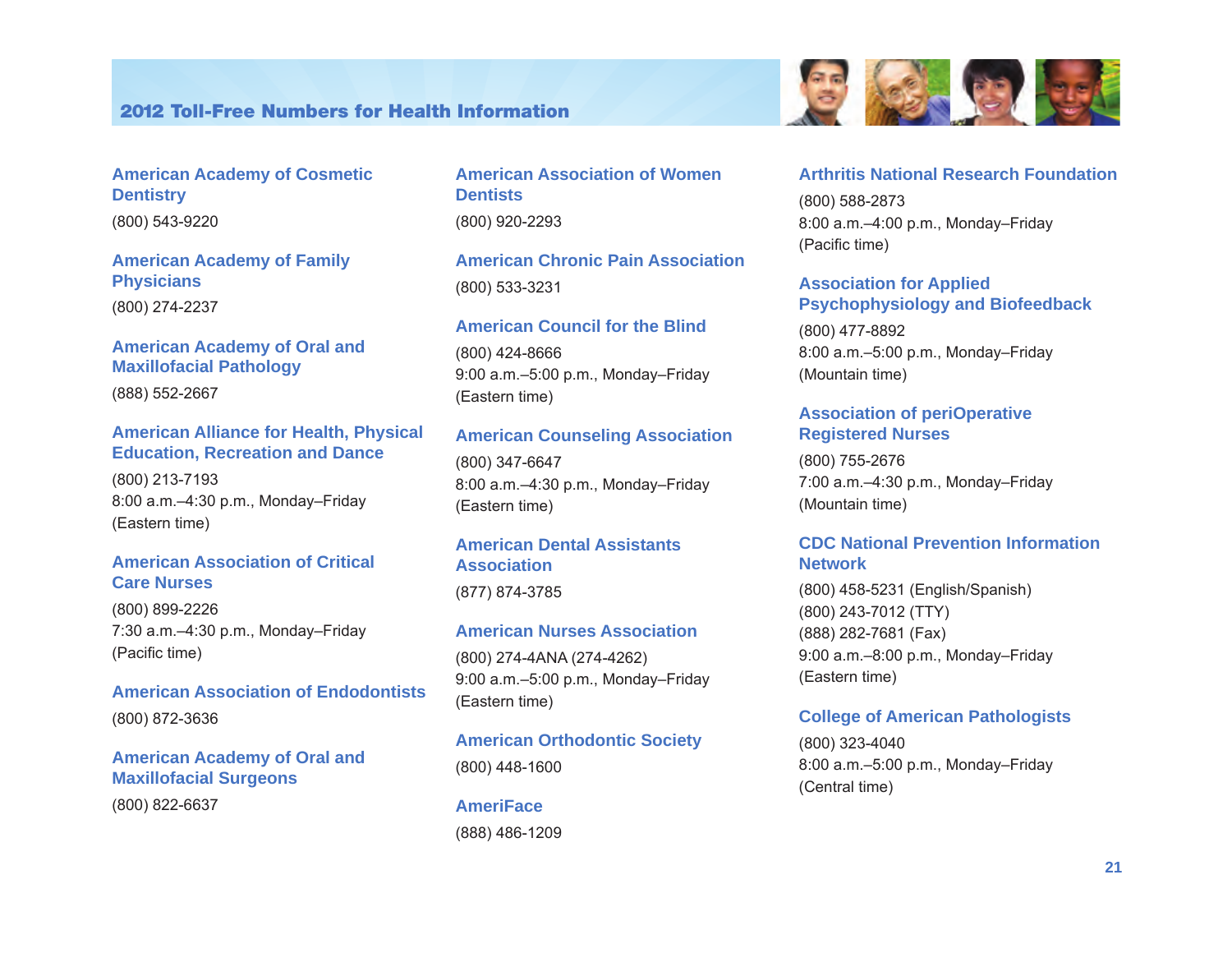## 2012 Toll-Free Numbers for Health Information

### American Academy of Cosmetic Dentistry

(800) 543-9220

### American Academy of Family Physicians

(800) 274-2237

### American Academy of Oral and Maxillofacial Pathology

(888) 552-2667

### American Alliance for Health, Physical Education, Recreation and Dance

(800) 213-7193
8:00 a.m.–4:30 p.m., Monday–Friday
(Eastern time)

### American Association of Critical Care Nurses

(800) 899-2226
7:30 a.m.–4:30 p.m., Monday–Friday
(Pacific time)

### American Association of Endodontists

(800) 872-3636

### American Academy of Oral and Maxillofacial Surgeons

(800) 822-6637

### American Association of Women Dentists

(800) 920-2293

### American Chronic Pain Association

(800) 533-3231

### American Council for the Blind

(800) 424-8666
9:00 a.m.–5:00 p.m., Monday–Friday
(Eastern time)

### American Counseling Association

(800) 347-6647
8:00 a.m.–4:30 p.m., Monday–Friday
(Eastern time)

### American Dental Assistants Association

(877) 874-3785

### American Nurses Association

(800) 274-4ANA (274-4262)
9:00 a.m.–5:00 p.m., Monday–Friday
(Eastern time)

### American Orthodontic Society

(800) 448-1600

### AmeriFace

(888) 486-1209

### Arthritis National Research Foundation

(800) 588-2873
8:00 a.m.–4:00 p.m., Monday–Friday
(Pacific time)

### Association for Applied Psychophysiology and Biofeedback

(800) 477-8892
8:00 a.m.–5:00 p.m., Monday–Friday
(Mountain time)

### Association of periOperative Registered Nurses

(800) 755-2676
7:00 a.m.–4:30 p.m., Monday–Friday
(Mountain time)

### CDC National Prevention Information Network

(800) 458-5231 (English/Spanish)
(800) 243-7012 (TTY)
(888) 282-7681 (Fax)
9:00 a.m.–8:00 p.m., Monday–Friday
(Eastern time)

### College of American Pathologists

(800) 323-4040
8:00 a.m.–5:00 p.m., Monday–Friday
(Central time)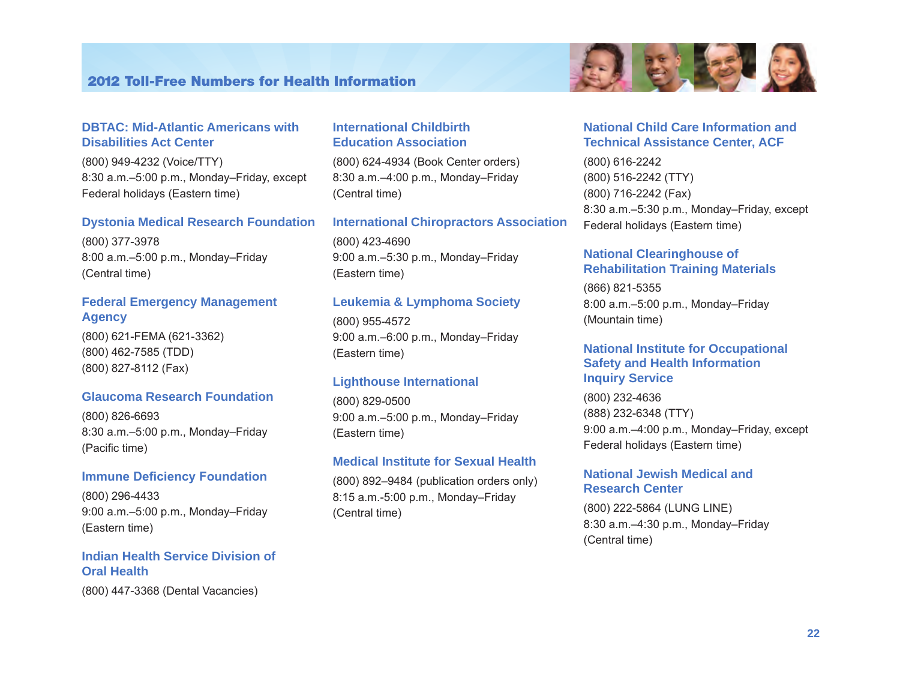## DBTAC: Mid-Atlantic Americans with Disabilities Act Center

(800) 949-4232 (Voice/TTY)
8:30 a.m.–5:00 p.m., Monday–Friday, except Federal holidays (Eastern time)

## Dystonia Medical Research Foundation

(800) 377-3978
8:00 a.m.–5:00 p.m., Monday–Friday (Central time)

## Federal Emergency Management Agency

(800) 621-FEMA (621-3362)
(800) 462-7585 (TDD)
(800) 827-8112 (Fax)

## Glaucoma Research Foundation

(800) 826-6693
8:30 a.m.–5:00 p.m., Monday–Friday (Pacific time)

## Immune Deficiency Foundation

(800) 296-4433
9:00 a.m.–5:00 p.m., Monday–Friday (Eastern time)

## Indian Health Service Division of Oral Health

(800) 447-3368 (Dental Vacancies)

## International Childbirth Education Association

(800) 624-4934 (Book Center orders)
8:30 a.m.–4:00 p.m., Monday–Friday (Central time)

## International Chiropractors Association

(800) 423-4690
9:00 a.m.–5:30 p.m., Monday–Friday (Eastern time)

## Leukemia & Lymphoma Society

(800) 955-4572
9:00 a.m.–6:00 p.m., Monday–Friday (Eastern time)

## Lighthouse International

(800) 829-0500
9:00 a.m.–5:00 p.m., Monday–Friday (Eastern time)

## Medical Institute for Sexual Health

(800) 892–9484 (publication orders only)
8:15 a.m.-5:00 p.m., Monday–Friday (Central time)

## National Child Care Information and Technical Assistance Center, ACF

(800) 616-2242
(800) 516-2242 (TTY)
(800) 716-2242 (Fax)
8:30 a.m.–5:30 p.m., Monday–Friday, except Federal holidays (Eastern time)

## National Clearinghouse of Rehabilitation Training Materials

(866) 821-5355
8:00 a.m.–5:00 p.m., Monday–Friday (Mountain time)

## National Institute for Occupational Safety and Health Information Inquiry Service

(800) 232-4636
(888) 232-6348 (TTY)
9:00 a.m.–4:00 p.m., Monday–Friday, except Federal holidays (Eastern time)

## National Jewish Medical and Research Center

(800) 222-5864 (LUNG LINE)
8:30 a.m.–4:30 p.m., Monday–Friday (Central time)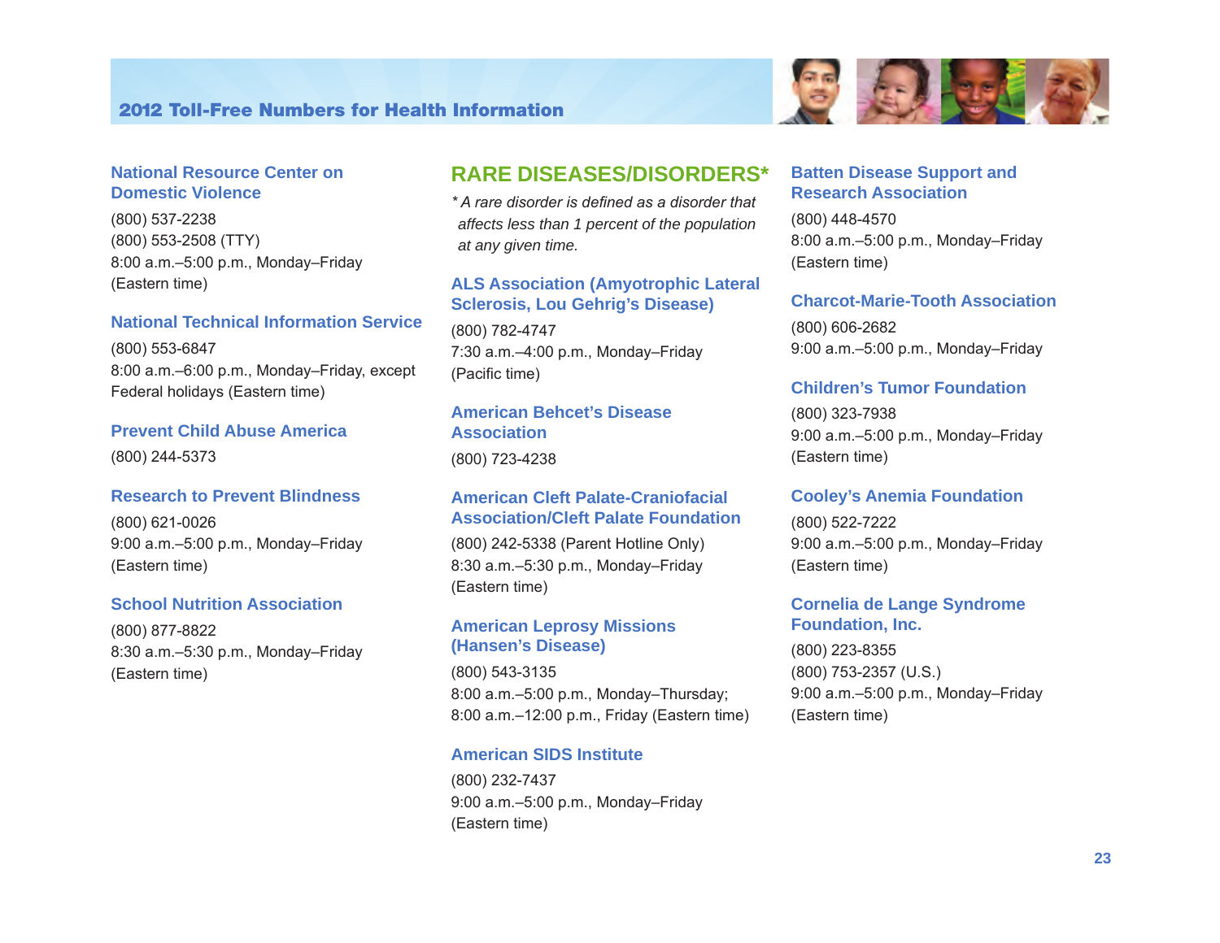### National Resource Center on Domestic Violence

(800) 537-2238
(800) 553-2508 (TTY)
8:00 a.m.–5:00 p.m., Monday–Friday
(Eastern time)

### National Technical Information Service

(800) 553-6847
8:00 a.m.–6:00 p.m., Monday–Friday, except Federal holidays (Eastern time)

### Prevent Child Abuse America

(800) 244-5373

### Research to Prevent Blindness

(800) 621-0026
9:00 a.m.–5:00 p.m., Monday–Friday
(Eastern time)

### School Nutrition Association

(800) 877-8822
8:30 a.m.–5:30 p.m., Monday–Friday
(Eastern time)

## RARE DISEASES/DISORDERS*

*\* A rare disorder is defined as a disorder that affects less than 1 percent of the population at any given time.*

### ALS Association (Amyotrophic Lateral Sclerosis, Lou Gehrig's Disease)

(800) 782-4747
7:30 a.m.–4:00 p.m., Monday–Friday
(Pacific time)

### American Behcet's Disease Association

(800) 723-4238

### American Cleft Palate-Craniofacial Association/Cleft Palate Foundation

(800) 242-5338 (Parent Hotline Only)
8:30 a.m.–5:30 p.m., Monday–Friday
(Eastern time)

### American Leprosy Missions (Hansen's Disease)

(800) 543-3135
8:00 a.m.–5:00 p.m., Monday–Thursday;
8:00 a.m.–12:00 p.m., Friday (Eastern time)

### American SIDS Institute

(800) 232-7437
9:00 a.m.–5:00 p.m., Monday–Friday
(Eastern time)

### Batten Disease Support and Research Association

(800) 448-4570
8:00 a.m.–5:00 p.m., Monday–Friday
(Eastern time)

### Charcot-Marie-Tooth Association

(800) 606-2682
9:00 a.m.–5:00 p.m., Monday–Friday

### Children's Tumor Foundation

(800) 323-7938
9:00 a.m.–5:00 p.m., Monday–Friday
(Eastern time)

### Cooley's Anemia Foundation

(800) 522-7222
9:00 a.m.–5:00 p.m., Monday–Friday
(Eastern time)

### Cornelia de Lange Syndrome Foundation, Inc.

(800) 223-8355
(800) 753-2357 (U.S.)
9:00 a.m.–5:00 p.m., Monday–Friday
(Eastern time)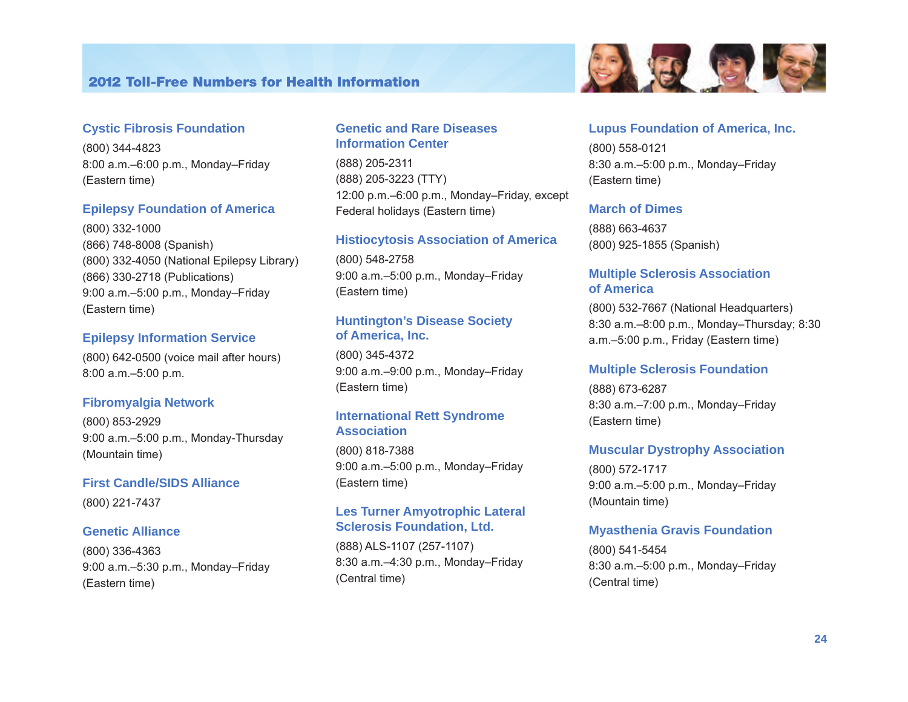## 2012 Toll-Free Numbers for Health Information

### Cystic Fibrosis Foundation

(800) 344-4823
8:00 a.m.–6:00 p.m., Monday–Friday
(Eastern time)

### Epilepsy Foundation of America

(800) 332-1000
(866) 748-8008 (Spanish)
(800) 332-4050 (National Epilepsy Library)
(866) 330-2718 (Publications)
9:00 a.m.–5:00 p.m., Monday–Friday
(Eastern time)

### Epilepsy Information Service

(800) 642-0500 (voice mail after hours)
8:00 a.m.–5:00 p.m.

### Fibromyalgia Network

(800) 853-2929
9:00 a.m.–5:00 p.m., Monday-Thursday
(Mountain time)

### First Candle/SIDS Alliance

(800) 221-7437

### Genetic Alliance

(800) 336-4363
9:00 a.m.–5:30 p.m., Monday–Friday
(Eastern time)

### Genetic and Rare Diseases Information Center

(888) 205-2311
(888) 205-3223 (TTY)
12:00 p.m.–6:00 p.m., Monday–Friday, except Federal holidays (Eastern time)

### Histiocytosis Association of America

(800) 548-2758
9:00 a.m.–5:00 p.m., Monday–Friday
(Eastern time)

### Huntington's Disease Society of America, Inc.

(800) 345-4372
9:00 a.m.–9:00 p.m., Monday–Friday
(Eastern time)

### International Rett Syndrome Association

(800) 818-7388
9:00 a.m.–5:00 p.m., Monday–Friday
(Eastern time)

### Les Turner Amyotrophic Lateral Sclerosis Foundation, Ltd.

(888) ALS-1107 (257-1107)
8:30 a.m.–4:30 p.m., Monday–Friday
(Central time)

### Lupus Foundation of America, Inc.

(800) 558-0121
8:30 a.m.–5:00 p.m., Monday–Friday
(Eastern time)

### March of Dimes

(888) 663-4637
(800) 925-1855 (Spanish)

### Multiple Sclerosis Association of America

(800) 532-7667 (National Headquarters)
8:30 a.m.–8:00 p.m., Monday–Thursday; 8:30 a.m.–5:00 p.m., Friday (Eastern time)

### Multiple Sclerosis Foundation

(888) 673-6287
8:30 a.m.–7:00 p.m., Monday–Friday
(Eastern time)

### Muscular Dystrophy Association

(800) 572-1717
9:00 a.m.–5:00 p.m., Monday–Friday
(Mountain time)

### Myasthenia Gravis Foundation

(800) 541-5454
8:30 a.m.–5:00 p.m., Monday–Friday
(Central time)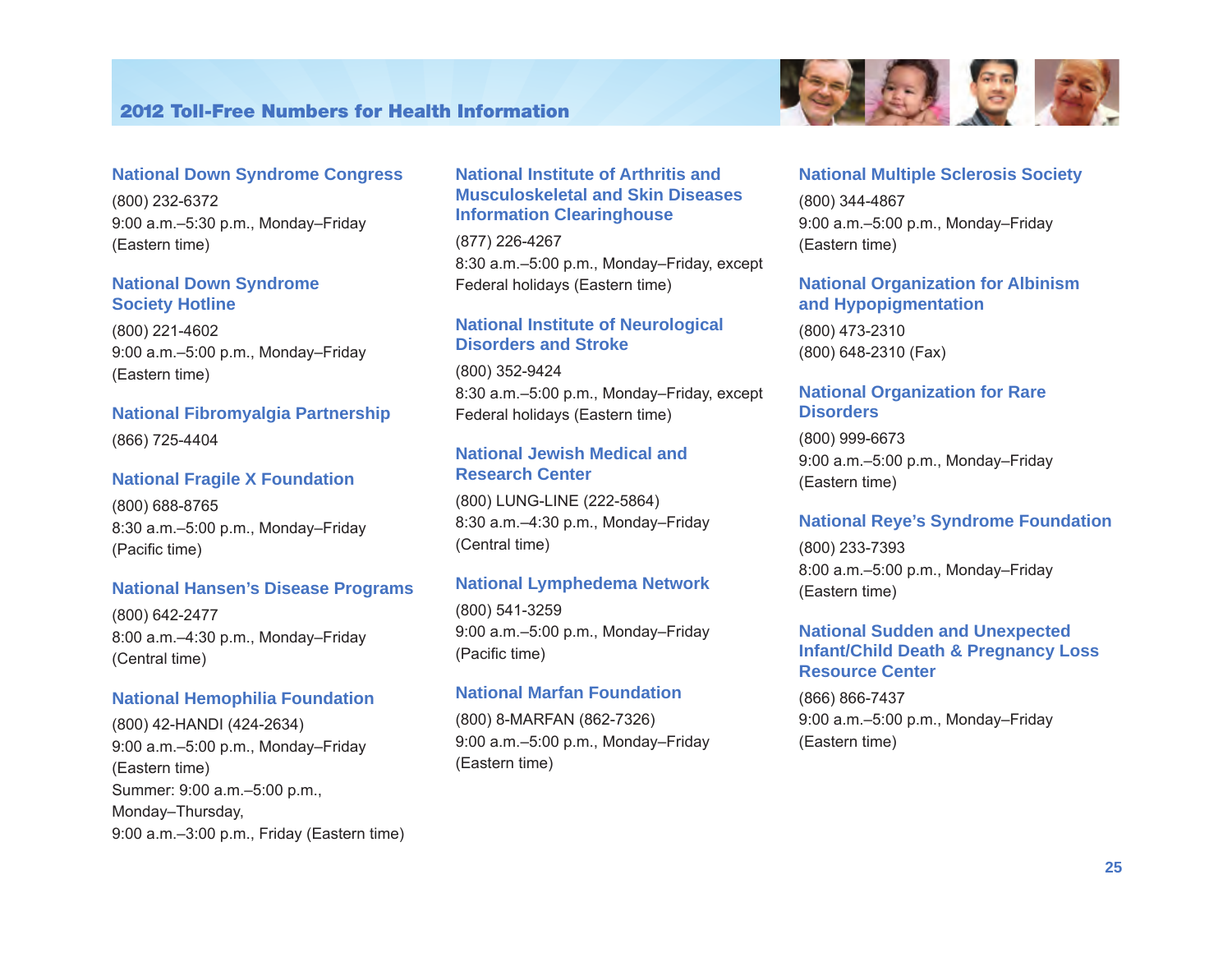## 2012 Toll-Free Numbers for Health Information

### National Down Syndrome Congress

(800) 232-6372
9:00 a.m.–5:30 p.m., Monday–Friday
(Eastern time)

### National Down Syndrome Society Hotline

(800) 221-4602
9:00 a.m.–5:00 p.m., Monday–Friday
(Eastern time)

### National Fibromyalgia Partnership

(866) 725-4404

### National Fragile X Foundation

(800) 688-8765
8:30 a.m.–5:00 p.m., Monday–Friday
(Pacific time)

### National Hansen's Disease Programs

(800) 642-2477
8:00 a.m.–4:30 p.m., Monday–Friday
(Central time)

### National Hemophilia Foundation

(800) 42-HANDI (424-2634)
9:00 a.m.–5:00 p.m., Monday–Friday
(Eastern time)
Summer: 9:00 a.m.–5:00 p.m.,
Monday–Thursday,
9:00 a.m.–3:00 p.m., Friday (Eastern time)

### National Institute of Arthritis and Musculoskeletal and Skin Diseases Information Clearinghouse

(877) 226-4267
8:30 a.m.–5:00 p.m., Monday–Friday, except
Federal holidays (Eastern time)

### National Institute of Neurological Disorders and Stroke

(800) 352-9424
8:30 a.m.–5:00 p.m., Monday–Friday, except
Federal holidays (Eastern time)

### National Jewish Medical and Research Center

(800) LUNG-LINE (222-5864)
8:30 a.m.–4:30 p.m., Monday–Friday
(Central time)

### National Lymphedema Network

(800) 541-3259
9:00 a.m.–5:00 p.m., Monday–Friday
(Pacific time)

### National Marfan Foundation

(800) 8-MARFAN (862-7326)
9:00 a.m.–5:00 p.m., Monday–Friday
(Eastern time)

### National Multiple Sclerosis Society

(800) 344-4867
9:00 a.m.–5:00 p.m., Monday–Friday
(Eastern time)

### National Organization for Albinism and Hypopigmentation

(800) 473-2310
(800) 648-2310 (Fax)

### National Organization for Rare Disorders

(800) 999-6673
9:00 a.m.–5:00 p.m., Monday–Friday
(Eastern time)

### National Reye's Syndrome Foundation

(800) 233-7393
8:00 a.m.–5:00 p.m., Monday–Friday
(Eastern time)

### National Sudden and Unexpected Infant/Child Death & Pregnancy Loss Resource Center

(866) 866-7437
9:00 a.m.–5:00 p.m., Monday–Friday
(Eastern time)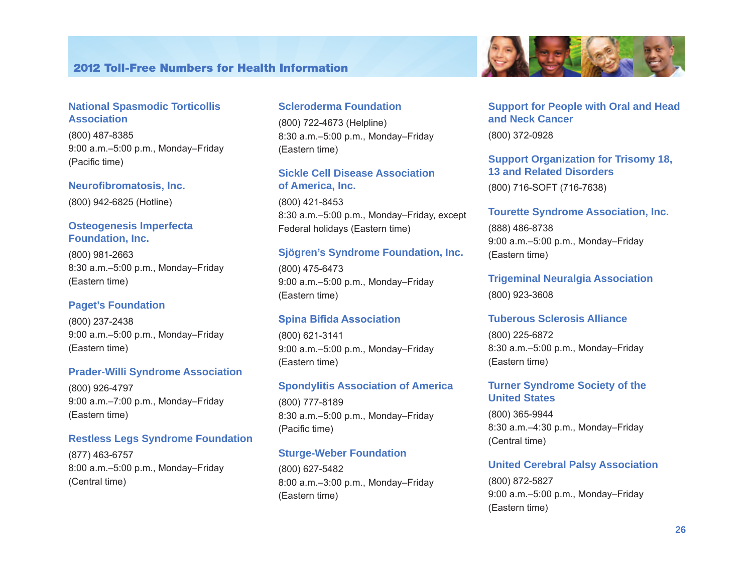## 2012 Toll-Free Numbers for Health Information

### National Spasmodic Torticollis Association

(800) 487-8385
9:00 a.m.–5:00 p.m., Monday–Friday
(Pacific time)

### Neurofibromatosis, Inc.

(800) 942-6825 (Hotline)

### Osteogenesis Imperfecta Foundation, Inc.

(800) 981-2663
8:30 a.m.–5:00 p.m., Monday–Friday
(Eastern time)

### Paget's Foundation

(800) 237-2438
9:00 a.m.–5:00 p.m., Monday–Friday
(Eastern time)

### Prader-Willi Syndrome Association

(800) 926-4797
9:00 a.m.–7:00 p.m., Monday–Friday
(Eastern time)

### Restless Legs Syndrome Foundation

(877) 463-6757
8:00 a.m.–5:00 p.m., Monday–Friday
(Central time)

### Scleroderma Foundation

(800) 722-4673 (Helpline)
8:30 a.m.–5:00 p.m., Monday–Friday
(Eastern time)

### Sickle Cell Disease Association of America, Inc.

(800) 421-8453
8:30 a.m.–5:00 p.m., Monday–Friday, except Federal holidays (Eastern time)

### Sjögren's Syndrome Foundation, Inc.

(800) 475-6473
9:00 a.m.–5:00 p.m., Monday–Friday
(Eastern time)

### Spina Bifida Association

(800) 621-3141
9:00 a.m.–5:00 p.m., Monday–Friday
(Eastern time)

### Spondylitis Association of America

(800) 777-8189
8:30 a.m.–5:00 p.m., Monday–Friday
(Pacific time)

### Sturge-Weber Foundation

(800) 627-5482
8:00 a.m.–3:00 p.m., Monday–Friday
(Eastern time)

### Support for People with Oral and Head and Neck Cancer

(800) 372-0928

### Support Organization for Trisomy 18, 13 and Related Disorders

(800) 716-SOFT (716-7638)

### Tourette Syndrome Association, Inc.

(888) 486-8738
9:00 a.m.–5:00 p.m., Monday–Friday
(Eastern time)

### Trigeminal Neuralgia Association

(800) 923-3608

### Tuberous Sclerosis Alliance

(800) 225-6872
8:30 a.m.–5:00 p.m., Monday–Friday
(Eastern time)

### Turner Syndrome Society of the United States

(800) 365-9944
8:30 a.m.–4:30 p.m., Monday–Friday
(Central time)

### United Cerebral Palsy Association

(800) 872-5827
9:00 a.m.–5:00 p.m., Monday–Friday
(Eastern time)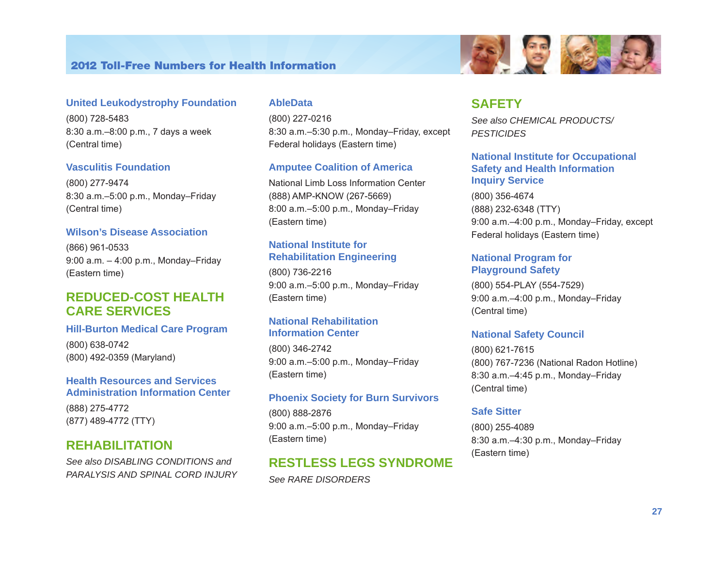### United Leukodystrophy Foundation

(800) 728-5483
8:30 a.m.–8:00 p.m., 7 days a week
(Central time)

### Vasculitis Foundation

(800) 277-9474
8:30 a.m.–5:00 p.m., Monday–Friday
(Central time)

### Wilson's Disease Association

(866) 961-0533
9:00 a.m. – 4:00 p.m., Monday–Friday
(Eastern time)

## REDUCED-COST HEALTH CARE SERVICES

### Hill-Burton Medical Care Program

(800) 638-0742
(800) 492-0359 (Maryland)

### Health Resources and Services Administration Information Center

(888) 275-4772
(877) 489-4772 (TTY)

## REHABILITATION

*See also DISABLING CONDITIONS and PARALYSIS AND SPINAL CORD INJURY*

### AbleData

(800) 227-0216
8:30 a.m.–5:30 p.m., Monday–Friday, except Federal holidays (Eastern time)

### Amputee Coalition of America

National Limb Loss Information Center
(888) AMP-KNOW (267-5669)
8:00 a.m.–5:00 p.m., Monday–Friday
(Eastern time)

### National Institute for Rehabilitation Engineering

(800) 736-2216
9:00 a.m.–5:00 p.m., Monday–Friday
(Eastern time)

### National Rehabilitation Information Center

(800) 346-2742
9:00 a.m.–5:00 p.m., Monday–Friday
(Eastern time)

### Phoenix Society for Burn Survivors

(800) 888-2876
9:00 a.m.–5:00 p.m., Monday–Friday
(Eastern time)

## RESTLESS LEGS SYNDROME

*See RARE DISORDERS*

## SAFETY

*See also CHEMICAL PRODUCTS/ PESTICIDES*

### National Institute for Occupational Safety and Health Information Inquiry Service

(800) 356-4674
(888) 232-6348 (TTY)
9:00 a.m.–4:00 p.m., Monday–Friday, except Federal holidays (Eastern time)

### National Program for Playground Safety

(800) 554-PLAY (554-7529)
9:00 a.m.–4:00 p.m., Monday–Friday
(Central time)

### National Safety Council

(800) 621-7615
(800) 767-7236 (National Radon Hotline)
8:30 a.m.–4:45 p.m., Monday–Friday
(Central time)

### Safe Sitter

(800) 255-4089
8:30 a.m.–4:30 p.m., Monday–Friday
(Eastern time)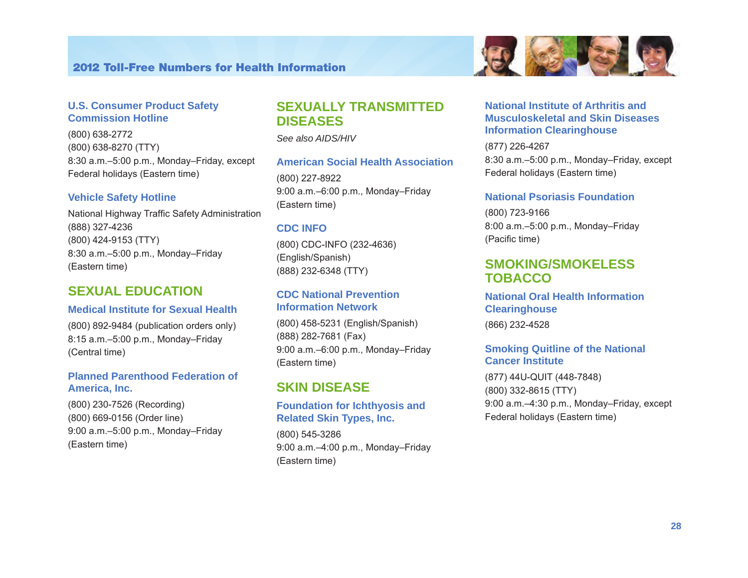### U.S. Consumer Product Safety Commission Hotline

(800) 638-2772
(800) 638-8270 (TTY)
8:30 a.m.–5:00 p.m., Monday–Friday, except Federal holidays (Eastern time)

### Vehicle Safety Hotline

National Highway Traffic Safety Administration
(888) 327-4236
(800) 424-9153 (TTY)
8:30 a.m.–5:00 p.m., Monday–Friday (Eastern time)

## SEXUAL EDUCATION

### Medical Institute for Sexual Health

(800) 892-9484 (publication orders only)
8:15 a.m.–5:00 p.m., Monday–Friday (Central time)

### Planned Parenthood Federation of America, Inc.

(800) 230-7526 (Recording)
(800) 669-0156 (Order line)
9:00 a.m.–5:00 p.m., Monday–Friday (Eastern time)

## SEXUALLY TRANSMITTED DISEASES

*See also AIDS/HIV*

### American Social Health Association

(800) 227-8922
9:00 a.m.–6:00 p.m., Monday–Friday (Eastern time)

### CDC INFO

(800) CDC-INFO (232-4636) (English/Spanish)
(888) 232-6348 (TTY)

### CDC National Prevention Information Network

(800) 458-5231 (English/Spanish)
(888) 282-7681 (Fax)
9:00 a.m.–6:00 p.m., Monday–Friday (Eastern time)

## SKIN DISEASE

### Foundation for Ichthyosis and Related Skin Types, Inc.

(800) 545-3286
9:00 a.m.–4:00 p.m., Monday–Friday (Eastern time)

### National Institute of Arthritis and Musculoskeletal and Skin Diseases Information Clearinghouse

(877) 226-4267
8:30 a.m.–5:00 p.m., Monday–Friday, except Federal holidays (Eastern time)

### National Psoriasis Foundation

(800) 723-9166
8:00 a.m.–5:00 p.m., Monday–Friday (Pacific time)

## SMOKING/SMOKELESS TOBACCO

### National Oral Health Information Clearinghouse

(866) 232-4528

### Smoking Quitline of the National Cancer Institute

(877) 44U-QUIT (448-7848)
(800) 332-8615 (TTY)
9:00 a.m.–4:30 p.m., Monday–Friday, except Federal holidays (Eastern time)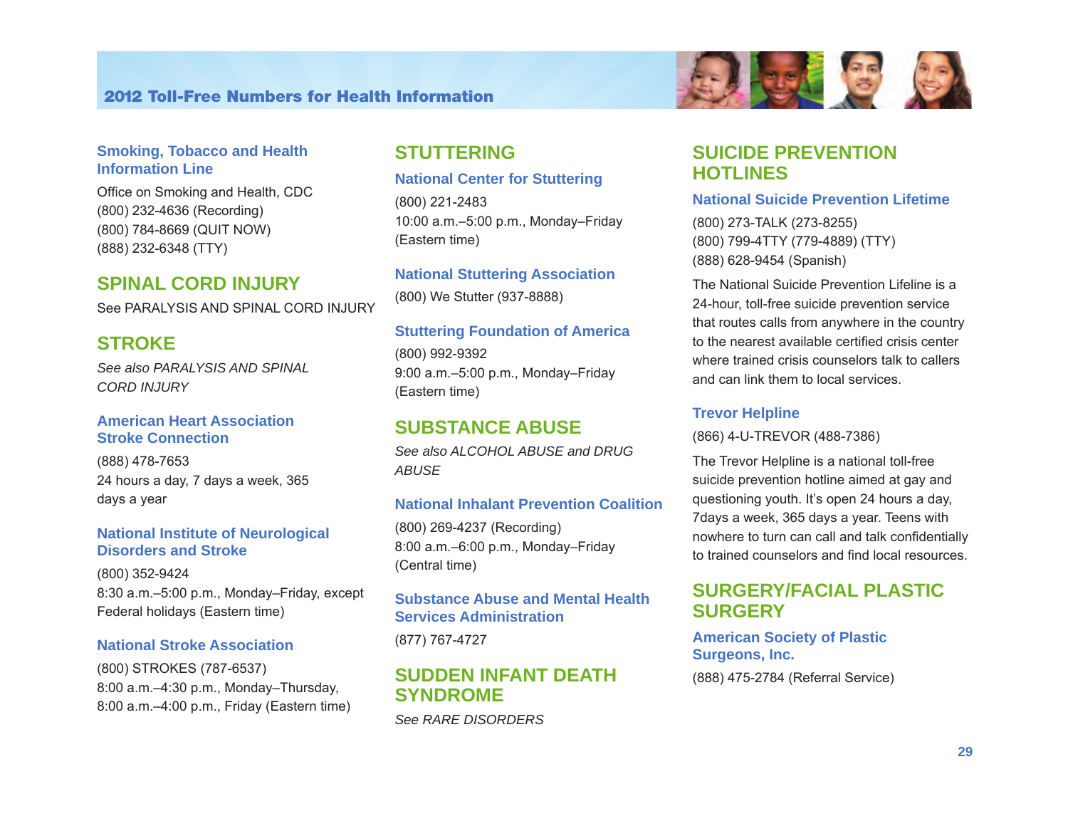### Smoking, Tobacco and Health Information Line

Office on Smoking and Health, CDC
(800) 232-4636 (Recording)
(800) 784-8669 (QUIT NOW)
(888) 232-6348 (TTY)

## SPINAL CORD INJURY

See PARALYSIS AND SPINAL CORD INJURY

## STROKE

*See also PARALYSIS AND SPINAL CORD INJURY*

### American Heart Association Stroke Connection

(888) 478-7653
24 hours a day, 7 days a week, 365 days a year

### National Institute of Neurological Disorders and Stroke

(800) 352-9424
8:30 a.m.–5:00 p.m., Monday–Friday, except Federal holidays (Eastern time)

### National Stroke Association

(800) STROKES (787-6537)
8:00 a.m.–4:30 p.m., Monday–Thursday, 8:00 a.m.–4:00 p.m., Friday (Eastern time)

## STUTTERING

### National Center for Stuttering

(800) 221-2483
10:00 a.m.–5:00 p.m., Monday–Friday (Eastern time)

### National Stuttering Association

(800) We Stutter (937-8888)

### Stuttering Foundation of America

(800) 992-9392
9:00 a.m.–5:00 p.m., Monday–Friday (Eastern time)

## SUBSTANCE ABUSE

*See also ALCOHOL ABUSE and DRUG ABUSE*

### National Inhalant Prevention Coalition

(800) 269-4237 (Recording)
8:00 a.m.–6:00 p.m., Monday–Friday (Central time)

### Substance Abuse and Mental Health Services Administration

(877) 767-4727

## SUDDEN INFANT DEATH SYNDROME

*See RARE DISORDERS*

## SUICIDE PREVENTION HOTLINES

### National Suicide Prevention Lifetime

(800) 273-TALK (273-8255)
(800) 799-4TTY (779-4889) (TTY)
(888) 628-9454 (Spanish)

The National Suicide Prevention Lifeline is a 24-hour, toll-free suicide prevention service that routes calls from anywhere in the country to the nearest available certified crisis center where trained crisis counselors talk to callers and can link them to local services.

### Trevor Helpline

(866) 4-U-TREVOR (488-7386)

The Trevor Helpline is a national toll-free suicide prevention hotline aimed at gay and questioning youth. It's open 24 hours a day, 7days a week, 365 days a year. Teens with nowhere to turn can call and talk confidentially to trained counselors and find local resources.

## SURGERY/FACIAL PLASTIC SURGERY

### American Society of Plastic Surgeons, Inc.

(888) 475-2784 (Referral Service)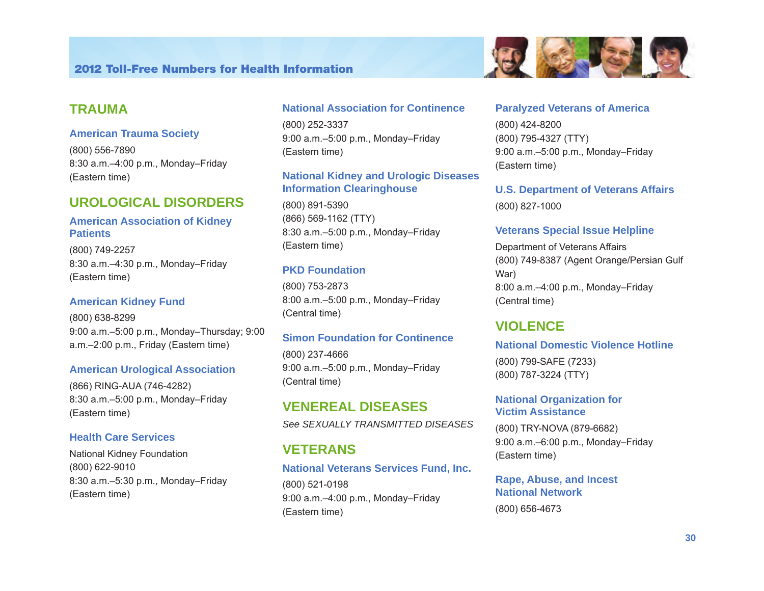## TRAUMA

### American Trauma Society

(800) 556-7890
8:30 a.m.–4:00 p.m., Monday–Friday
(Eastern time)

## UROLOGICAL DISORDERS

### American Association of Kidney Patients

(800) 749-2257
8:30 a.m.–4:30 p.m., Monday–Friday
(Eastern time)

### American Kidney Fund

(800) 638-8299
9:00 a.m.–5:00 p.m., Monday–Thursday; 9:00 a.m.–2:00 p.m., Friday (Eastern time)

### American Urological Association

(866) RING-AUA (746-4282)
8:30 a.m.–5:00 p.m., Monday–Friday
(Eastern time)

### Health Care Services

National Kidney Foundation
(800) 622-9010
8:30 a.m.–5:30 p.m., Monday–Friday
(Eastern time)

### National Association for Continence

(800) 252-3337
9:00 a.m.–5:00 p.m., Monday–Friday
(Eastern time)

### National Kidney and Urologic Diseases Information Clearinghouse

(800) 891-5390
(866) 569-1162 (TTY)
8:30 a.m.–5:00 p.m., Monday–Friday
(Eastern time)

### PKD Foundation

(800) 753-2873
8:00 a.m.–5:00 p.m., Monday–Friday
(Central time)

### Simon Foundation for Continence

(800) 237-4666
9:00 a.m.–5:00 p.m., Monday–Friday
(Central time)

## VENEREAL DISEASES

*See SEXUALLY TRANSMITTED DISEASES*

## VETERANS

### National Veterans Services Fund, Inc.

(800) 521-0198
9:00 a.m.–4:00 p.m., Monday–Friday
(Eastern time)

### Paralyzed Veterans of America

(800) 424-8200
(800) 795-4327 (TTY)
9:00 a.m.–5:00 p.m., Monday–Friday
(Eastern time)

### U.S. Department of Veterans Affairs

(800) 827-1000

### Veterans Special Issue Helpline

Department of Veterans Affairs
(800) 749-8387 (Agent Orange/Persian Gulf War)
8:00 a.m.–4:00 p.m., Monday–Friday
(Central time)

## VIOLENCE

### National Domestic Violence Hotline

(800) 799-SAFE (7233)
(800) 787-3224 (TTY)

### National Organization for Victim Assistance

(800) TRY-NOVA (879-6682)
9:00 a.m.–6:00 p.m., Monday–Friday
(Eastern time)

### Rape, Abuse, and Incest National Network

(800) 656-4673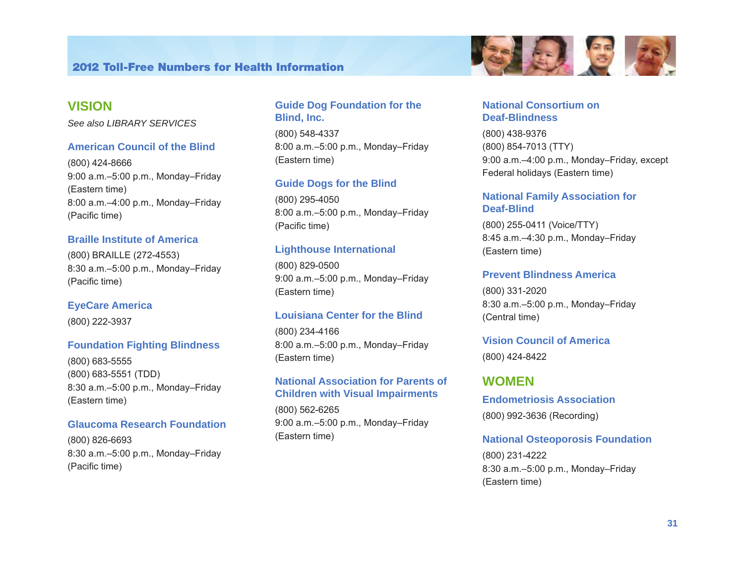## VISION

*See also LIBRARY SERVICES*

### American Council of the Blind

(800) 424-8666
9:00 a.m.–5:00 p.m., Monday–Friday (Eastern time)
8:00 a.m.–4:00 p.m., Monday–Friday (Pacific time)

### Braille Institute of America

(800) BRAILLE (272-4553)
8:30 a.m.–5:00 p.m., Monday–Friday (Pacific time)

### EyeCare America

(800) 222-3937

### Foundation Fighting Blindness

(800) 683-5555
(800) 683-5551 (TDD)
8:30 a.m.–5:00 p.m., Monday–Friday (Eastern time)

### Glaucoma Research Foundation

(800) 826-6693
8:30 a.m.–5:00 p.m., Monday–Friday (Pacific time)

### Guide Dog Foundation for the Blind, Inc.

(800) 548-4337
8:00 a.m.–5:00 p.m., Monday–Friday (Eastern time)

### Guide Dogs for the Blind

(800) 295-4050
8:00 a.m.–5:00 p.m., Monday–Friday (Pacific time)

### Lighthouse International

(800) 829-0500
9:00 a.m.–5:00 p.m., Monday–Friday (Eastern time)

### Louisiana Center for the Blind

(800) 234-4166
8:00 a.m.–5:00 p.m., Monday–Friday (Eastern time)

### National Association for Parents of Children with Visual Impairments

(800) 562-6265
9:00 a.m.–5:00 p.m., Monday–Friday (Eastern time)

### National Consortium on Deaf-Blindness

(800) 438-9376
(800) 854-7013 (TTY)
9:00 a.m.–4:00 p.m., Monday–Friday, except Federal holidays (Eastern time)

### National Family Association for Deaf-Blind

(800) 255-0411 (Voice/TTY)
8:45 a.m.–4:30 p.m., Monday–Friday (Eastern time)

### Prevent Blindness America

(800) 331-2020
8:30 a.m.–5:00 p.m., Monday–Friday (Central time)

### Vision Council of America

(800) 424-8422

## WOMEN

### Endometriosis Association

(800) 992-3636 (Recording)

### National Osteoporosis Foundation

(800) 231-4222
8:30 a.m.–5:00 p.m., Monday–Friday (Eastern time)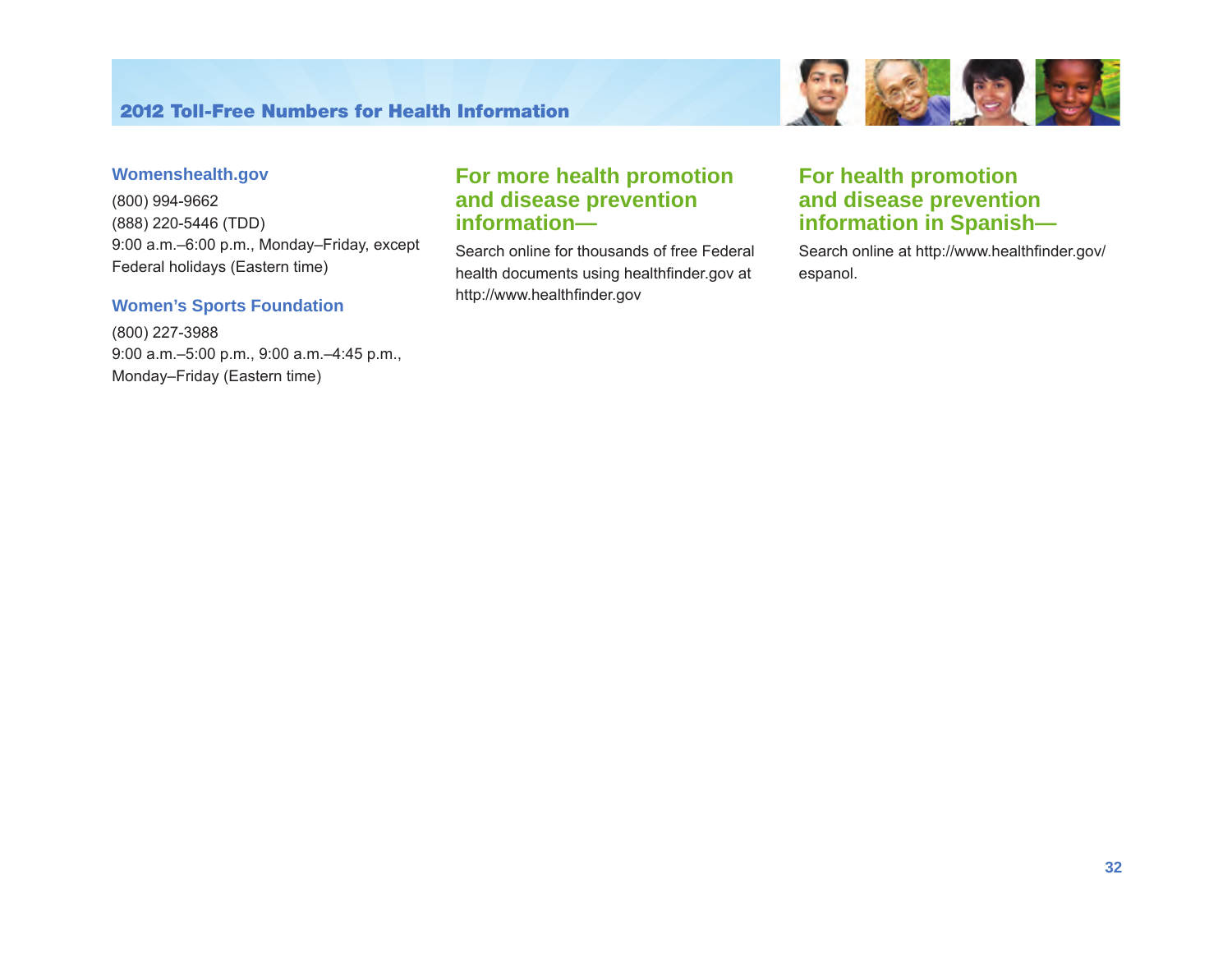### Womenshealth.gov

(800) 994-9662
(888) 220-5446 (TDD)
9:00 a.m.–6:00 p.m., Monday–Friday, except Federal holidays (Eastern time)

### Women's Sports Foundation

(800) 227-3988
9:00 a.m.–5:00 p.m., 9:00 a.m.–4:45 p.m., Monday–Friday (Eastern time)

## For more health promotion and disease prevention information—

Search online for thousands of free Federal health documents using healthfinder.gov at http://www.healthfinder.gov

## For health promotion and disease prevention information in Spanish—

Search online at http://www.healthfinder.gov/espanol.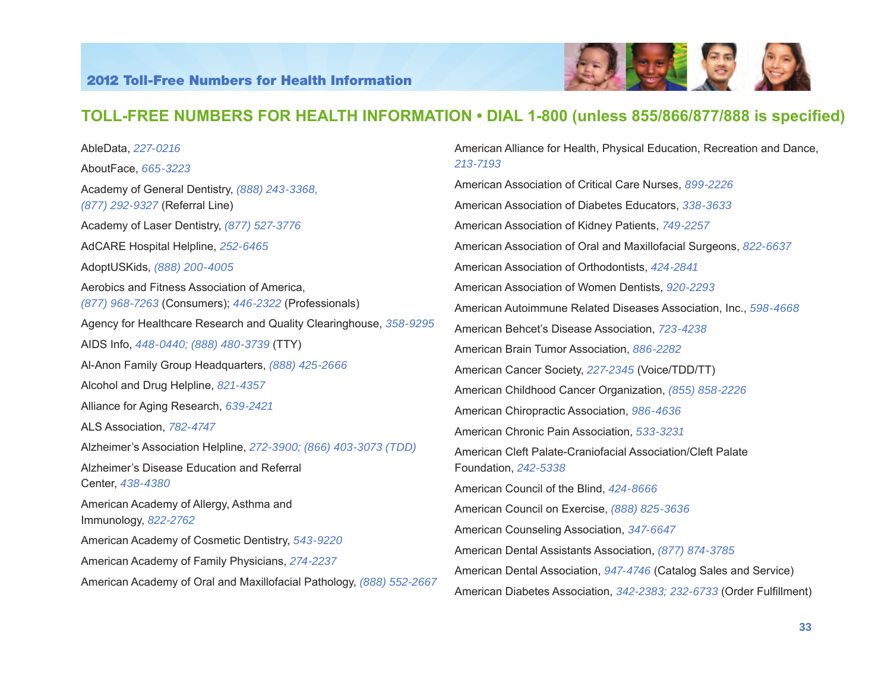## TOLL-FREE NUMBERS FOR HEALTH INFORMATION • DIAL 1-800 (unless 855/866/877/888 is specified)

AbleData, *227-0216*

AboutFace, *665-3223*

Academy of General Dentistry, *(888) 243-3368, (877) 292-9327* (Referral Line)

Academy of Laser Dentistry, *(877) 527-3776*

AdCARE Hospital Helpline, *252-6465*

AdoptUSKids, *(888) 200-4005*

Aerobics and Fitness Association of America, *(877) 968-7263* (Consumers); *446-2322* (Professionals)

Agency for Healthcare Research and Quality Clearinghouse, *358-9295*

AIDS Info, *448-0440; (888) 480-3739* (TTY)

Al-Anon Family Group Headquarters, *(888) 425-2666*

Alcohol and Drug Helpline, *821-4357*

Alliance for Aging Research, *639-2421*

ALS Association, *782-4747*

Alzheimer's Association Helpline, *272-3900; (866) 403-3073 (TDD)*

Alzheimer's Disease Education and Referral Center, *438-4380*

American Academy of Allergy, Asthma and Immunology, *822-2762*

American Academy of Cosmetic Dentistry, *543-9220*

American Academy of Family Physicians, *274-2237*

American Academy of Oral and Maxillofacial Pathology, *(888) 552-2667*

American Alliance for Health, Physical Education, Recreation and Dance, *213-7193*

American Association of Critical Care Nurses, *899-2226*

American Association of Diabetes Educators, *338-3633*

American Association of Kidney Patients, *749-2257*

American Association of Oral and Maxillofacial Surgeons, *822-6637*

American Association of Orthodontists, *424-2841*

American Association of Women Dentists, *920-2293*

American Autoimmune Related Diseases Association, Inc., *598-4668*

American Behcet's Disease Association, *723-4238*

American Brain Tumor Association, *886-2282*

American Cancer Society, *227-2345* (Voice/TDD/TT)

American Childhood Cancer Organization, *(855) 858-2226*

American Chiropractic Association, *986-4636*

American Chronic Pain Association, *533-3231*

American Cleft Palate-Craniofacial Association/Cleft Palate Foundation, *242-5338*

American Council of the Blind, *424-8666*

American Council on Exercise, *(888) 825-3636*

American Counseling Association, *347-6647*

American Dental Assistants Association, *(877) 874-3785*

American Dental Association, *947-4746* (Catalog Sales and Service)

American Diabetes Association, *342-2383; 232-6733* (Order Fulfillment)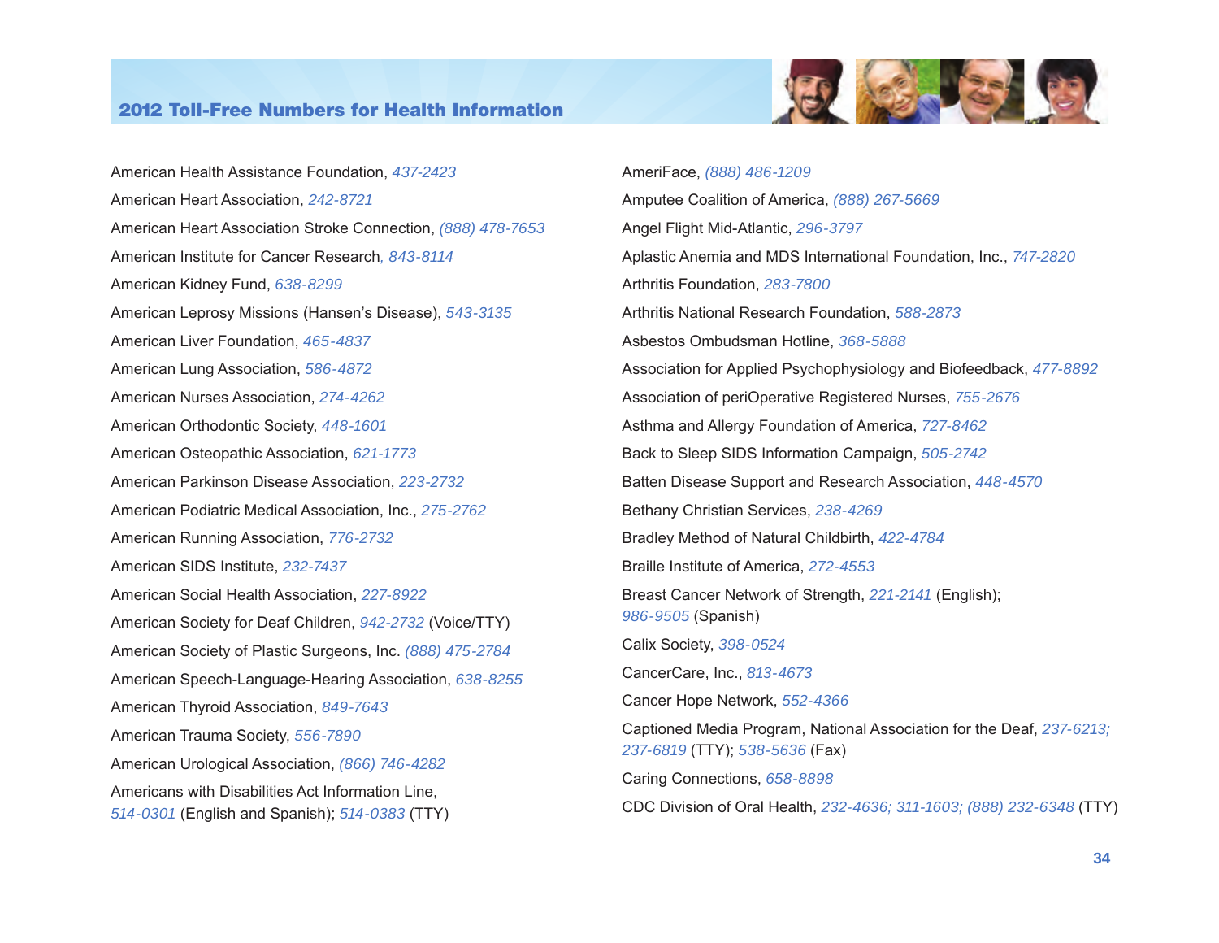## 2012 Toll-Free Numbers for Health Information

American Health Assistance Foundation, *437-2423*

American Heart Association, *242-8721*

American Heart Association Stroke Connection, *(888) 478-7653*

American Institute for Cancer Research*, 843-8114*

American Kidney Fund, *638-8299*

American Leprosy Missions (Hansen's Disease), *543-3135*

American Liver Foundation, *465-4837*

American Lung Association, *586-4872*

American Nurses Association, *274-4262*

American Orthodontic Society, *448-1601*

American Osteopathic Association, *621-1773*

American Parkinson Disease Association, *223-2732*

American Podiatric Medical Association, Inc., *275-2762*

American Running Association, *776-2732*

American SIDS Institute, *232-7437*

American Social Health Association, *227-8922*

American Society for Deaf Children, *942-2732* (Voice/TTY)

American Society of Plastic Surgeons, Inc. *(888) 475-2784*

American Speech-Language-Hearing Association, *638-8255*

American Thyroid Association, *849-7643*

American Trauma Society, *556-7890*

American Urological Association, *(866) 746-4282*

Americans with Disabilities Act Information Line, *514-0301* (English and Spanish); *514-0383* (TTY)

AmeriFace, *(888) 486-1209*

Amputee Coalition of America, *(888) 267-5669*

Angel Flight Mid-Atlantic, *296-3797*

Aplastic Anemia and MDS International Foundation, Inc., *747-2820*

Arthritis Foundation, *283-7800*

Arthritis National Research Foundation, *588-2873*

Asbestos Ombudsman Hotline, *368-5888*

Association for Applied Psychophysiology and Biofeedback, *477-8892*

Association of periOperative Registered Nurses, *755-2676*

Asthma and Allergy Foundation of America, *727-8462*

Back to Sleep SIDS Information Campaign, *505-2742*

Batten Disease Support and Research Association, *448-4570*

Bethany Christian Services, *238-4269*

Bradley Method of Natural Childbirth, *422-4784*

Braille Institute of America, *272-4553*

Breast Cancer Network of Strength, *221-2141* (English); *986-9505* (Spanish)

Calix Society, *398-0524*

CancerCare, Inc., *813-4673*

Cancer Hope Network, *552-4366*

Captioned Media Program, National Association for the Deaf, *237-6213; 237-6819* (TTY); *538-5636* (Fax)

Caring Connections, *658-8898*

CDC Division of Oral Health, *232-4636; 311-1603; (888) 232-6348* (TTY)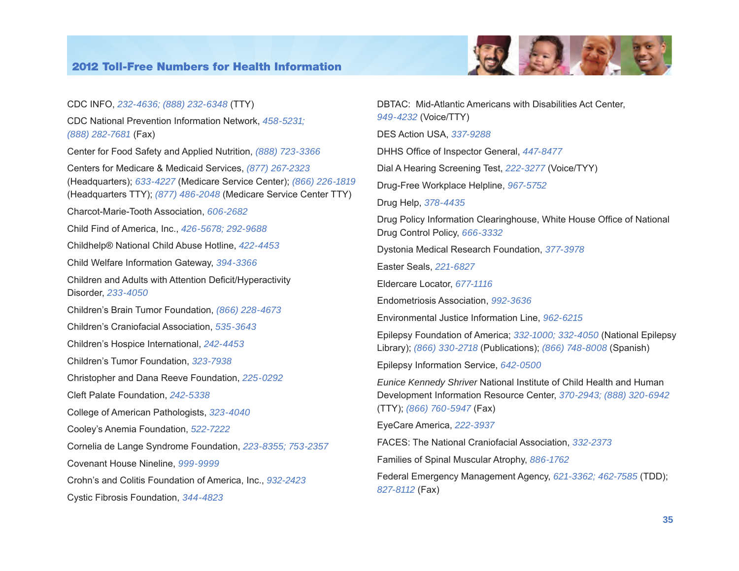## 2012 Toll-Free Numbers for Health Information

CDC INFO, *232-4636; (888) 232-6348* (TTY)

CDC National Prevention Information Network, *458-5231; (888) 282-7681* (Fax)

Center for Food Safety and Applied Nutrition, *(888) 723-3366*

Centers for Medicare & Medicaid Services, *(877) 267-2323* (Headquarters); *633-4227* (Medicare Service Center); *(866) 226-1819* (Headquarters TTY); *(877) 486-2048* (Medicare Service Center TTY)

Charcot-Marie-Tooth Association, *606-2682*

Child Find of America, Inc., *426-5678; 292-9688*

Childhelp® National Child Abuse Hotline, *422-4453*

Child Welfare Information Gateway, *394-3366*

Children and Adults with Attention Deficit/Hyperactivity Disorder, *233-4050*

Children's Brain Tumor Foundation, *(866) 228-4673*

Children's Craniofacial Association, *535-3643*

Children's Hospice International, *242-4453*

Children's Tumor Foundation, *323-7938*

Christopher and Dana Reeve Foundation, *225-0292*

Cleft Palate Foundation, *242-5338*

College of American Pathologists, *323-4040*

Cooley's Anemia Foundation, *522-7222*

Cornelia de Lange Syndrome Foundation, *223-8355; 753-2357*

Covenant House Nineline, *999-9999*

Crohn's and Colitis Foundation of America, Inc., *932-2423*

Cystic Fibrosis Foundation, *344-4823*

DBTAC: Mid-Atlantic Americans with Disabilities Act Center, *949-4232* (Voice/TTY)

DES Action USA, *337-9288*

DHHS Office of Inspector General, *447-8477*

Dial A Hearing Screening Test, *222-3277* (Voice/TYY)

Drug-Free Workplace Helpline, *967-5752*

Drug Help, *378-4435*

Drug Policy Information Clearinghouse, White House Office of National Drug Control Policy, *666-3332*

Dystonia Medical Research Foundation, *377-3978*

Easter Seals, *221-6827*

Eldercare Locator, *677-1116*

Endometriosis Association, *992-3636*

Environmental Justice Information Line, *962-6215*

Epilepsy Foundation of America; *332-1000; 332-4050* (National Epilepsy Library); *(866) 330-2718* (Publications); *(866) 748-8008* (Spanish)

Epilepsy Information Service, *642-0500*

*Eunice Kennedy Shriver* National Institute of Child Health and Human Development Information Resource Center, *370-2943; (888) 320-6942* (TTY); *(866) 760-5947* (Fax)

EyeCare America, *222-3937*

FACES: The National Craniofacial Association, *332-2373*

Families of Spinal Muscular Atrophy, *886-1762*

Federal Emergency Management Agency, *621-3362; 462-7585* (TDD); *827-8112* (Fax)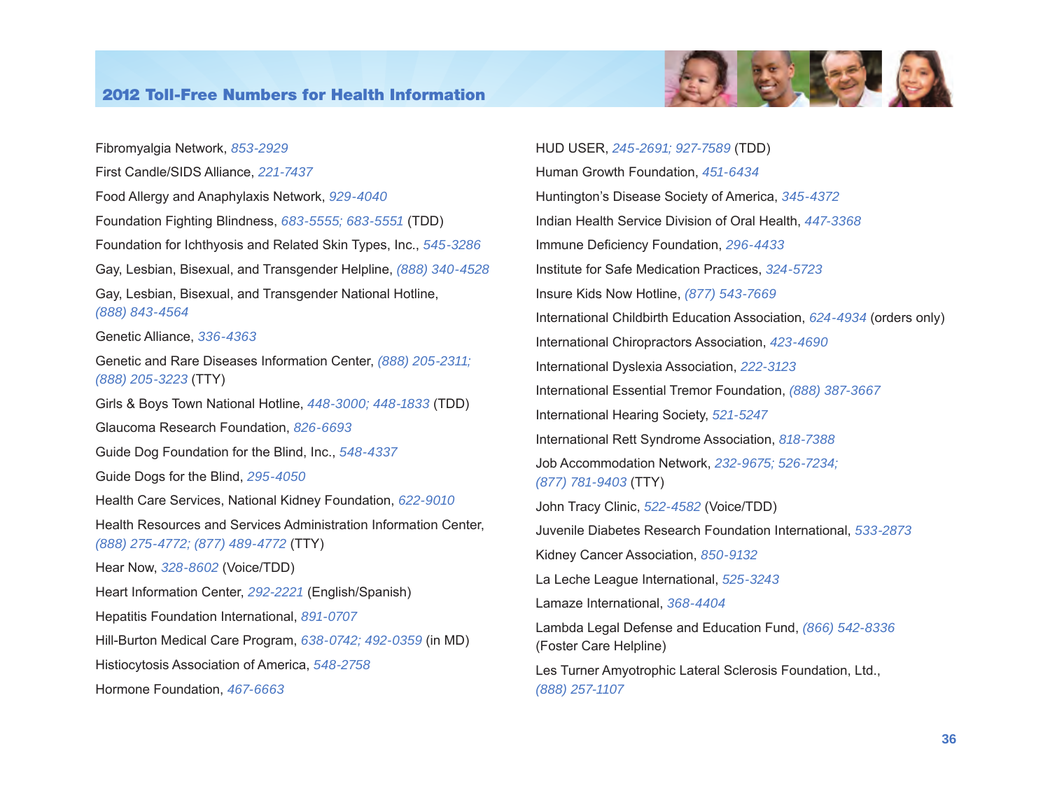Fibromyalgia Network, *853-2929*

First Candle/SIDS Alliance, *221-7437*

Food Allergy and Anaphylaxis Network, *929-4040*

Foundation Fighting Blindness, *683-5555; 683-5551* (TDD)

Foundation for Ichthyosis and Related Skin Types, Inc., *545-3286*

Gay, Lesbian, Bisexual, and Transgender Helpline, *(888) 340-4528*

Gay, Lesbian, Bisexual, and Transgender National Hotline, *(888) 843-4564*

Genetic Alliance, *336-4363*

Genetic and Rare Diseases Information Center, *(888) 205-2311; (888) 205-3223* (TTY)

Girls & Boys Town National Hotline, *448-3000; 448-1833* (TDD)

Glaucoma Research Foundation, *826-6693*

Guide Dog Foundation for the Blind, Inc., *548-4337*

Guide Dogs for the Blind, *295-4050*

Health Care Services, National Kidney Foundation, *622-9010*

Health Resources and Services Administration Information Center, *(888) 275-4772; (877) 489-4772* (TTY)

Hear Now, *328-8602* (Voice/TDD)

Heart Information Center, *292-2221* (English/Spanish)

Hepatitis Foundation International, *891-0707*

Hill-Burton Medical Care Program, *638-0742; 492-0359* (in MD)

Histiocytosis Association of America, *548-2758*

Hormone Foundation, *467-6663*

HUD USER, *245-2691; 927-7589* (TDD)

Human Growth Foundation, *451-6434*

Huntington's Disease Society of America, *345-4372*

Indian Health Service Division of Oral Health, *447-3368*

Immune Deficiency Foundation, *296-4433*

Institute for Safe Medication Practices, *324-5723*

Insure Kids Now Hotline, *(877) 543-7669*

International Childbirth Education Association, *624-4934* (orders only)

International Chiropractors Association, *423-4690*

International Dyslexia Association, *222-3123*

International Essential Tremor Foundation, *(888) 387-3667*

International Hearing Society, *521-5247*

International Rett Syndrome Association, *818-7388*

Job Accommodation Network, *232-9675; 526-7234; (877) 781-9403* (TTY)

John Tracy Clinic, *522-4582* (Voice/TDD)

Juvenile Diabetes Research Foundation International, *533-2873*

Kidney Cancer Association, *850-9132*

La Leche League International, *525-3243*

Lamaze International, *368-4404*

Lambda Legal Defense and Education Fund, *(866) 542-8336* (Foster Care Helpline)

Les Turner Amyotrophic Lateral Sclerosis Foundation, Ltd., *(888) 257-1107*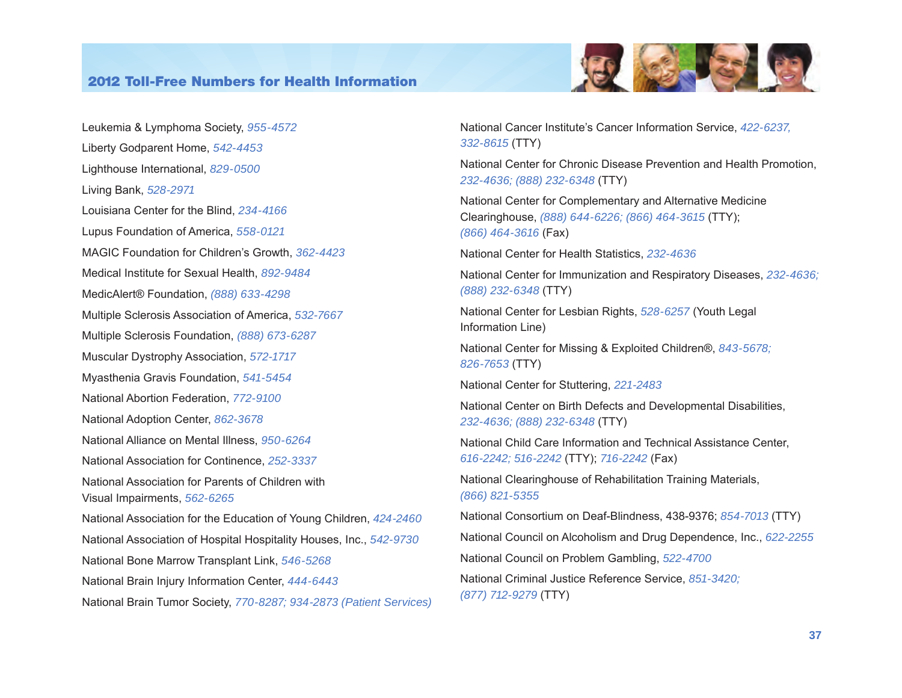## 2012 Toll-Free Numbers for Health Information

Leukemia & Lymphoma Society, *955-4572*

Liberty Godparent Home, *542-4453*

Lighthouse International, *829-0500*

Living Bank, *528-2971*

Louisiana Center for the Blind, *234-4166*

Lupus Foundation of America, *558-0121*

MAGIC Foundation for Children's Growth, *362-4423*

Medical Institute for Sexual Health, *892-9484*

MedicAlert® Foundation, *(888) 633-4298*

Multiple Sclerosis Association of America, *532-7667*

Multiple Sclerosis Foundation, *(888) 673-6287*

Muscular Dystrophy Association, *572-1717*

Myasthenia Gravis Foundation, *541-5454*

National Abortion Federation, *772-9100*

National Adoption Center, *862-3678*

National Alliance on Mental Illness, *950-6264*

National Association for Continence, *252-3337*

National Association for Parents of Children with Visual Impairments, *562-6265*

National Association for the Education of Young Children, *424-2460*

National Association of Hospital Hospitality Houses, Inc., *542-9730*

National Bone Marrow Transplant Link, *546-5268*

National Brain Injury Information Center, *444-6443*

National Brain Tumor Society, *770-8287; 934-2873 (Patient Services)*

National Cancer Institute's Cancer Information Service, *422-6237, 332-8615* (TTY)

National Center for Chronic Disease Prevention and Health Promotion, *232-4636; (888) 232-6348* (TTY)

National Center for Complementary and Alternative Medicine Clearinghouse, *(888) 644-6226; (866) 464-3615* (TTY); *(866) 464-3616* (Fax)

National Center for Health Statistics, *232-4636*

National Center for Immunization and Respiratory Diseases, *232-4636; (888) 232-6348* (TTY)

National Center for Lesbian Rights, *528-6257* (Youth Legal Information Line)

National Center for Missing & Exploited Children®, *843-5678; 826-7653* (TTY)

National Center for Stuttering, *221-2483*

National Center on Birth Defects and Developmental Disabilities, *232-4636; (888) 232-6348* (TTY)

National Child Care Information and Technical Assistance Center, *616-2242; 516-2242* (TTY); *716-2242* (Fax)

National Clearinghouse of Rehabilitation Training Materials, *(866) 821-5355*

National Consortium on Deaf-Blindness, 438-9376; *854-7013* (TTY)

National Council on Alcoholism and Drug Dependence, Inc., *622-2255*

National Council on Problem Gambling, *522-4700*

National Criminal Justice Reference Service, *851-3420; (877) 712-9279* (TTY)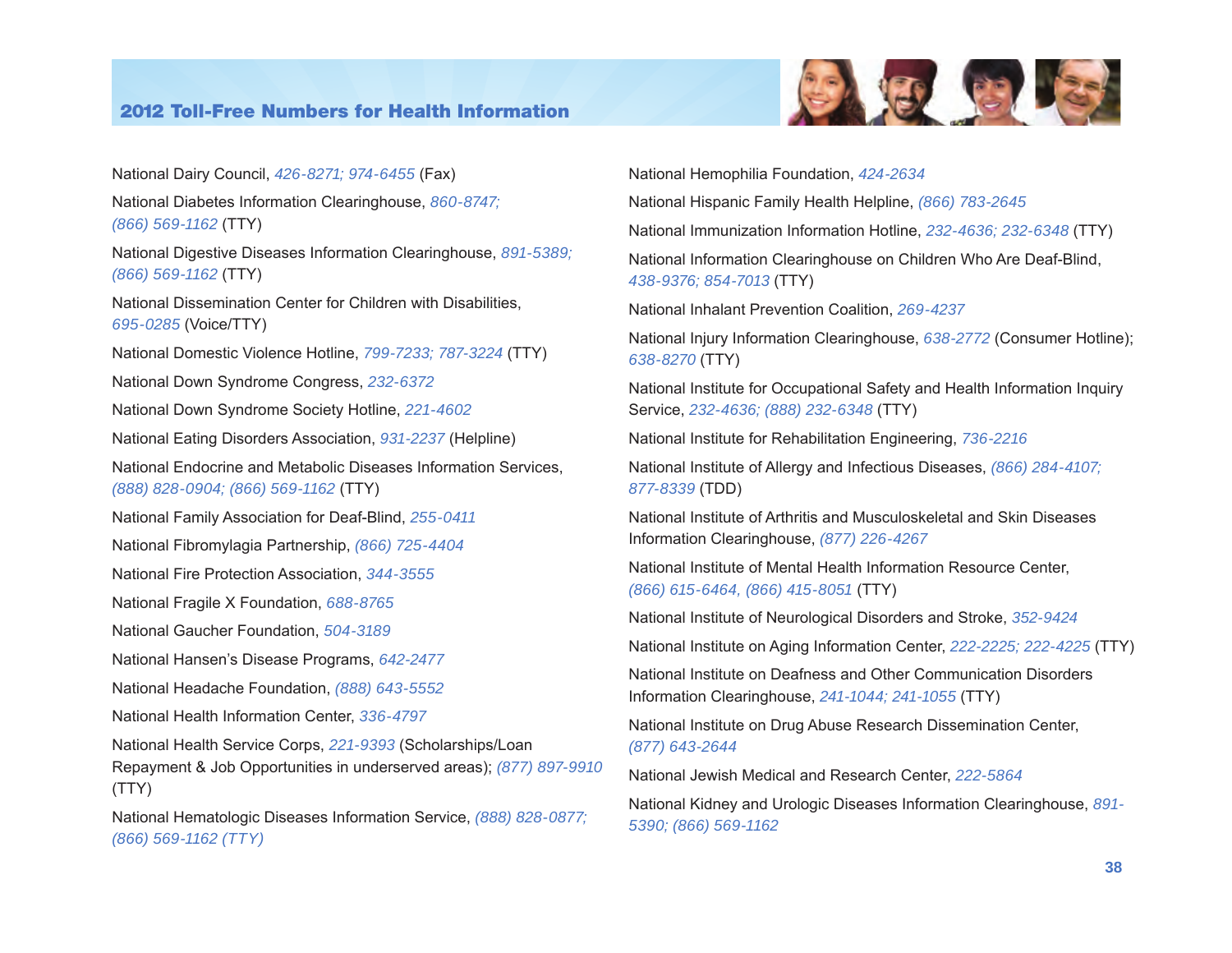## 2012 Toll-Free Numbers for Health Information

National Dairy Council, *426-8271; 974-6455* (Fax)

National Diabetes Information Clearinghouse, *860-8747; (866) 569-1162* (TTY)

National Digestive Diseases Information Clearinghouse, *891-5389; (866) 569-1162* (TTY)

National Dissemination Center for Children with Disabilities, *695-0285* (Voice/TTY)

National Domestic Violence Hotline, *799-7233; 787-3224* (TTY)

National Down Syndrome Congress, *232-6372*

National Down Syndrome Society Hotline, *221-4602*

National Eating Disorders Association, *931-2237* (Helpline)

National Endocrine and Metabolic Diseases Information Services, *(888) 828-0904; (866) 569-1162* (TTY)

National Family Association for Deaf-Blind, *255-0411*

National Fibromylagia Partnership, *(866) 725-4404*

National Fire Protection Association, *344-3555*

National Fragile X Foundation, *688-8765*

National Gaucher Foundation, *504-3189*

National Hansen's Disease Programs, *642-2477*

National Headache Foundation, *(888) 643-5552*

National Health Information Center, *336-4797*

National Health Service Corps, *221-9393* (Scholarships/Loan Repayment & Job Opportunities in underserved areas); *(877) 897-9910* (TTY)

National Hematologic Diseases Information Service, *(888) 828-0877; (866) 569-1162 (TTY)*

National Hemophilia Foundation, *424-2634*

National Hispanic Family Health Helpline, *(866) 783-2645*

National Immunization Information Hotline, *232-4636; 232-6348* (TTY)

National Information Clearinghouse on Children Who Are Deaf-Blind, *438-9376; 854-7013* (TTY)

National Inhalant Prevention Coalition, *269-4237*

National Injury Information Clearinghouse, *638-2772* (Consumer Hotline); *638-8270* (TTY)

National Institute for Occupational Safety and Health Information Inquiry Service, *232-4636; (888) 232-6348* (TTY)

National Institute for Rehabilitation Engineering, *736-2216*

National Institute of Allergy and Infectious Diseases, *(866) 284-4107; 877-8339* (TDD)

National Institute of Arthritis and Musculoskeletal and Skin Diseases Information Clearinghouse, *(877) 226-4267*

National Institute of Mental Health Information Resource Center, *(866) 615-6464, (866) 415-8051* (TTY)

National Institute of Neurological Disorders and Stroke, *352-9424*

National Institute on Aging Information Center, *222-2225; 222-4225* (TTY)

National Institute on Deafness and Other Communication Disorders Information Clearinghouse, *241-1044; 241-1055* (TTY)

National Institute on Drug Abuse Research Dissemination Center, *(877) 643-2644*

National Jewish Medical and Research Center, *222-5864*

National Kidney and Urologic Diseases Information Clearinghouse, *891-5390; (866) 569-1162*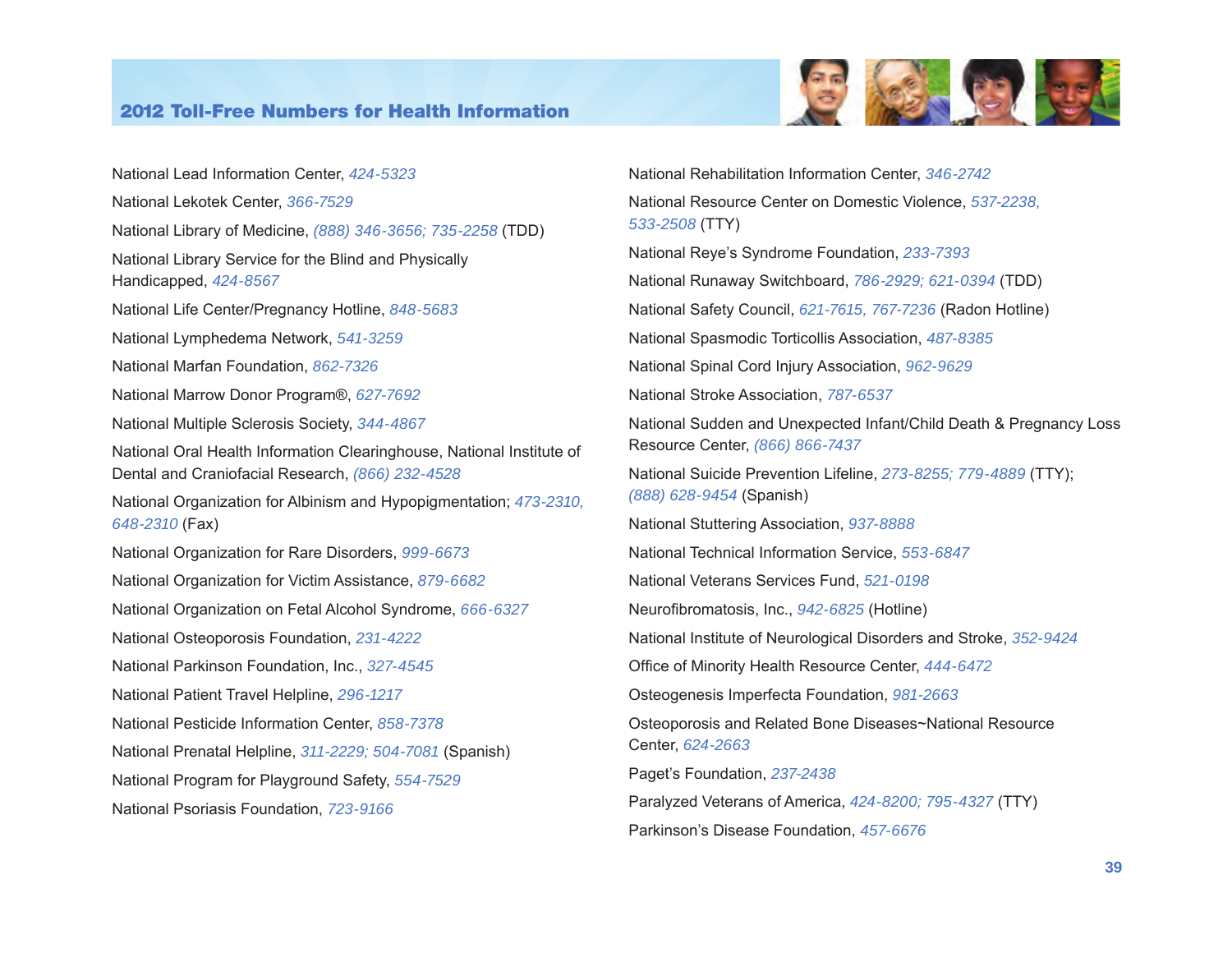National Lead Information Center, *424-5323*

National Lekotek Center, *366-7529*

National Library of Medicine, *(888) 346-3656; 735-2258* (TDD)

National Library Service for the Blind and Physically Handicapped, *424-8567*

National Life Center/Pregnancy Hotline, *848-5683*

National Lymphedema Network, *541-3259*

National Marfan Foundation, *862-7326*

National Marrow Donor Program®, *627-7692*

National Multiple Sclerosis Society, *344-4867*

National Oral Health Information Clearinghouse, National Institute of Dental and Craniofacial Research, *(866) 232-4528*

National Organization for Albinism and Hypopigmentation; *473-2310, 648-2310* (Fax)

National Organization for Rare Disorders, *999-6673*

National Organization for Victim Assistance, *879-6682*

National Organization on Fetal Alcohol Syndrome, *666-6327*

National Osteoporosis Foundation, *231-4222*

National Parkinson Foundation, Inc., *327-4545*

National Patient Travel Helpline, *296-1217*

National Pesticide Information Center, *858-7378*

National Prenatal Helpline, *311-2229; 504-7081* (Spanish)

National Program for Playground Safety, *554-7529*

National Psoriasis Foundation, *723-9166*

National Rehabilitation Information Center, *346-2742*

National Resource Center on Domestic Violence, *537-2238, 533-2508* (TTY)

National Reye's Syndrome Foundation, *233-7393*

National Runaway Switchboard, *786-2929; 621-0394* (TDD)

National Safety Council, *621-7615, 767-7236* (Radon Hotline)

National Spasmodic Torticollis Association, *487-8385*

National Spinal Cord Injury Association, *962-9629*

National Stroke Association, *787-6537*

National Sudden and Unexpected Infant/Child Death & Pregnancy Loss Resource Center, *(866) 866-7437*

National Suicide Prevention Lifeline, *273-8255; 779-4889* (TTY); *(888) 628-9454* (Spanish)

National Stuttering Association, *937-8888*

National Technical Information Service, *553-6847*

National Veterans Services Fund, *521-0198*

Neurofibromatosis, Inc., *942-6825* (Hotline)

National Institute of Neurological Disorders and Stroke, *352-9424*

Office of Minority Health Resource Center, *444-6472*

Osteogenesis Imperfecta Foundation, *981-2663*

Osteoporosis and Related Bone Diseases~National Resource Center, *624-2663*

Paget's Foundation, *237-2438*

Paralyzed Veterans of America, *424-8200; 795-4327* (TTY)

Parkinson's Disease Foundation, *457-6676*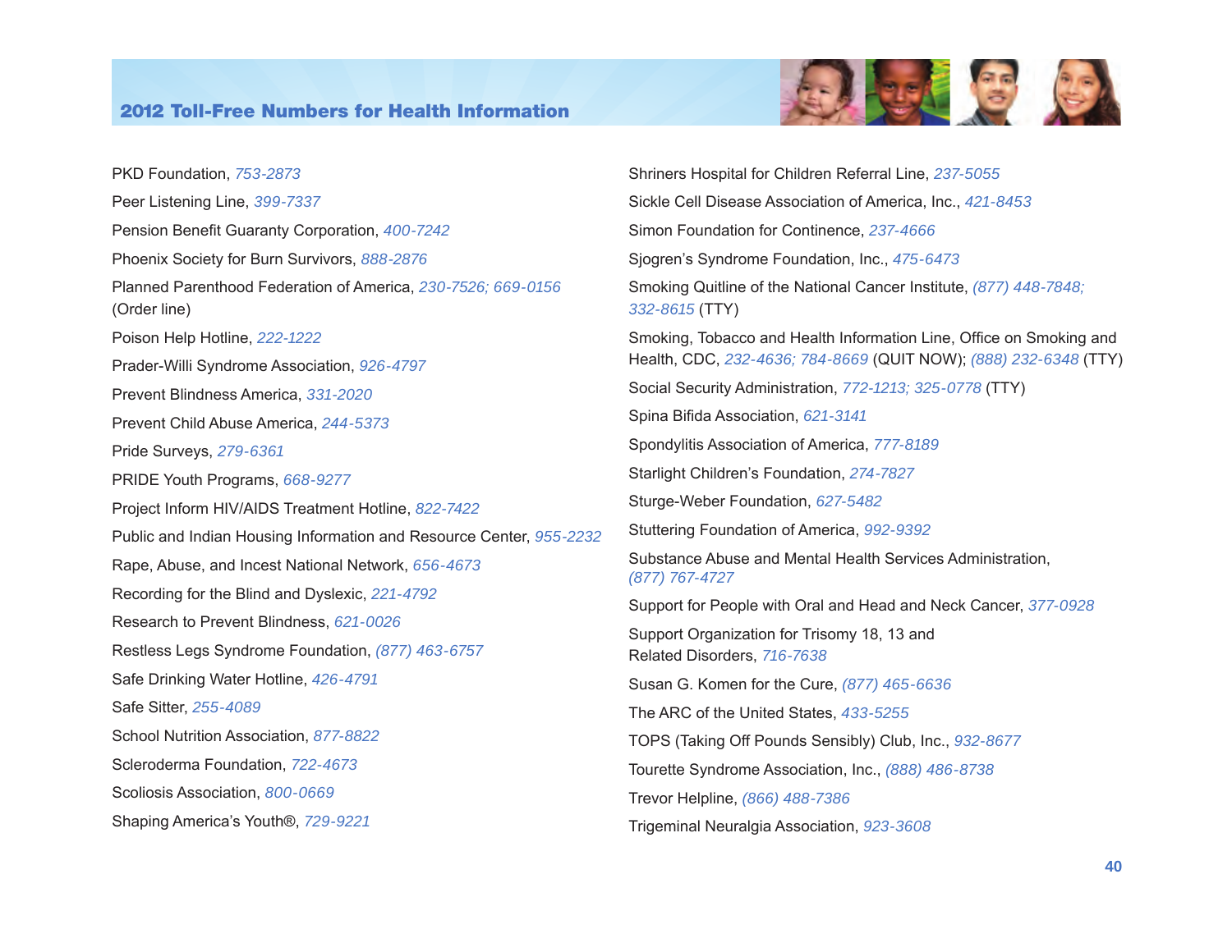## 2012 Toll-Free Numbers for Health Information

PKD Foundation, *753-2873*

Peer Listening Line, *399-7337*

Pension Benefit Guaranty Corporation, *400-7242*

Phoenix Society for Burn Survivors, *888-2876*

Planned Parenthood Federation of America, *230-7526; 669-0156* (Order line)

Poison Help Hotline, *222-1222*

Prader-Willi Syndrome Association, *926-4797*

Prevent Blindness America, *331-2020*

Prevent Child Abuse America, *244-5373*

Pride Surveys, *279-6361*

PRIDE Youth Programs, *668-9277*

Project Inform HIV/AIDS Treatment Hotline, *822-7422*

Public and Indian Housing Information and Resource Center, *955-2232*

Rape, Abuse, and Incest National Network, *656-4673*

Recording for the Blind and Dyslexic, *221-4792*

Research to Prevent Blindness, *621-0026*

Restless Legs Syndrome Foundation, *(877) 463-6757*

Safe Drinking Water Hotline, *426-4791*

Safe Sitter, *255-4089*

School Nutrition Association, *877-8822*

Scleroderma Foundation, *722-4673*

Scoliosis Association, *800-0669*

Shaping America's Youth®, *729-9221*

Shriners Hospital for Children Referral Line, *237-5055*

Sickle Cell Disease Association of America, Inc., *421-8453*

Simon Foundation for Continence, *237-4666*

Sjogren's Syndrome Foundation, Inc., *475-6473*

Smoking Quitline of the National Cancer Institute, *(877) 448-7848; 332-8615* (TTY)

Smoking, Tobacco and Health Information Line, Office on Smoking and Health, CDC, *232-4636; 784-8669* (QUIT NOW); *(888) 232-6348* (TTY)

Social Security Administration, *772-1213; 325-0778* (TTY)

Spina Bifida Association, *621-3141*

Spondylitis Association of America, *777-8189*

Starlight Children's Foundation, *274-7827*

Sturge-Weber Foundation, *627-5482*

Stuttering Foundation of America, *992-9392*

Substance Abuse and Mental Health Services Administration, *(877) 767-4727*

Support for People with Oral and Head and Neck Cancer, *377-0928*

Support Organization for Trisomy 18, 13 and Related Disorders, *716-7638*

Susan G. Komen for the Cure, *(877) 465-6636*

The ARC of the United States, *433-5255*

TOPS (Taking Off Pounds Sensibly) Club, Inc., *932-8677*

Tourette Syndrome Association, Inc., *(888) 486-8738*

Trevor Helpline, *(866) 488-7386*

Trigeminal Neuralgia Association, *923-3608*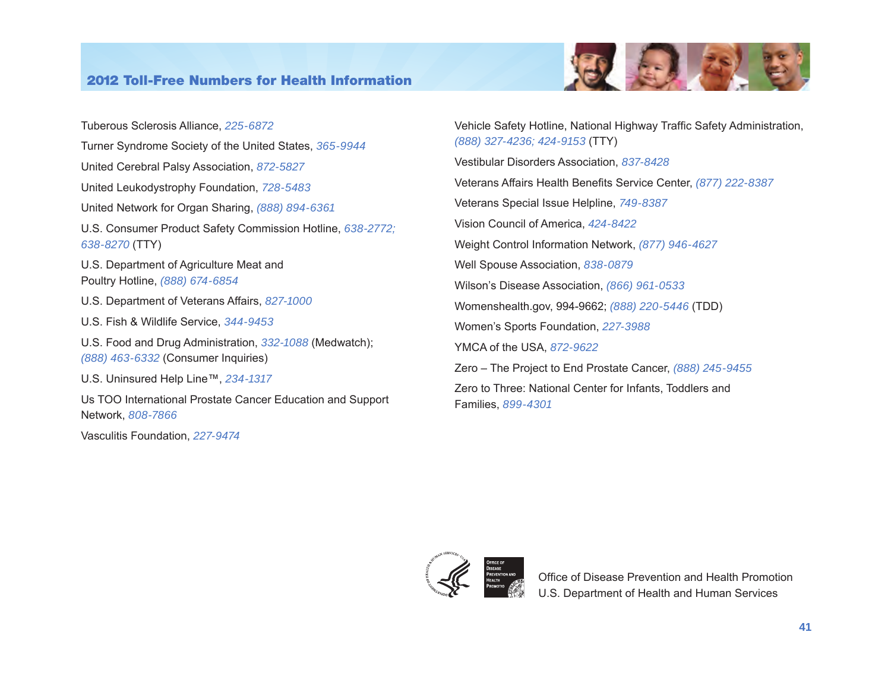## 2012 Toll-Free Numbers for Health Information

Tuberous Sclerosis Alliance, *225-6872*

Turner Syndrome Society of the United States, *365-9944*

United Cerebral Palsy Association, *872-5827*

United Leukodystrophy Foundation, *728-5483*

United Network for Organ Sharing, *(888) 894-6361*

U.S. Consumer Product Safety Commission Hotline, *638-2772; 638-8270* (TTY)

U.S. Department of Agriculture Meat and Poultry Hotline, *(888) 674-6854*

U.S. Department of Veterans Affairs, *827-1000*

U.S. Fish & Wildlife Service, *344-9453*

U.S. Food and Drug Administration, *332-1088* (Medwatch); *(888) 463-6332* (Consumer Inquiries)

U.S. Uninsured Help Line™, *234-1317*

Us TOO International Prostate Cancer Education and Support Network, *808-7866*

Vasculitis Foundation, *227-9474*

Vehicle Safety Hotline, National Highway Traffic Safety Administration, *(888) 327-4236; 424-9153* (TTY)

Vestibular Disorders Association, *837-8428*

Veterans Affairs Health Benefits Service Center, *(877) 222-8387*

Veterans Special Issue Helpline, *749-8387*

Vision Council of America, *424-8422*

Weight Control Information Network, *(877) 946-4627*

Well Spouse Association, *838-0879*

Wilson's Disease Association, *(866) 961-0533*

Womenshealth.gov, 994-9662; *(888) 220-5446* (TDD)

Women's Sports Foundation, *227-3988*

YMCA of the USA, *872-9622*

Zero – The Project to End Prostate Cancer, *(888) 245-9455*

Zero to Three: National Center for Infants, Toddlers and Families, *899-4301*

Office of Disease Prevention and Health Promotion
U.S. Department of Health and Human Services